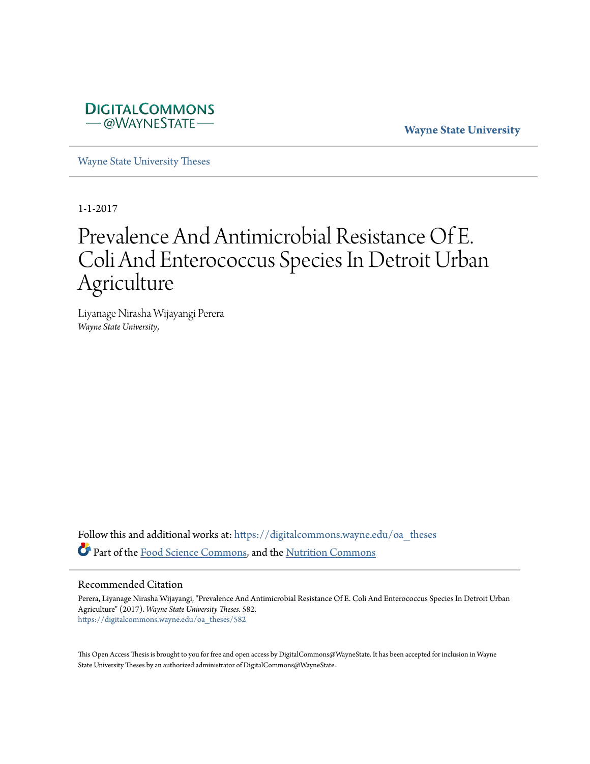DIGITALCOMMONS
— @WAYNESTATE —

Wayne State University

Wayne State University Theses

1-1-2017

# Prevalence And Antimicrobial Resistance Of E. Coli And Enterococcus Species In Detroit Urban Agriculture

Liyanage Nirasha Wijayangi Perera
*Wayne State University,*

Follow this and additional works at: https://digitalcommons.wayne.edu/oa_theses

Part of the Food Science Commons, and the Nutrition Commons

## Recommended Citation

Perera, Liyanage Nirasha Wijayangi, "Prevalence And Antimicrobial Resistance Of E. Coli And Enterococcus Species In Detroit Urban Agriculture" (2017). *Wayne State University Theses*. 582.
https://digitalcommons.wayne.edu/oa_theses/582

This Open Access Thesis is brought to you for free and open access by DigitalCommons@WayneState. It has been accepted for inclusion in Wayne State University Theses by an authorized administrator of DigitalCommons@WayneState.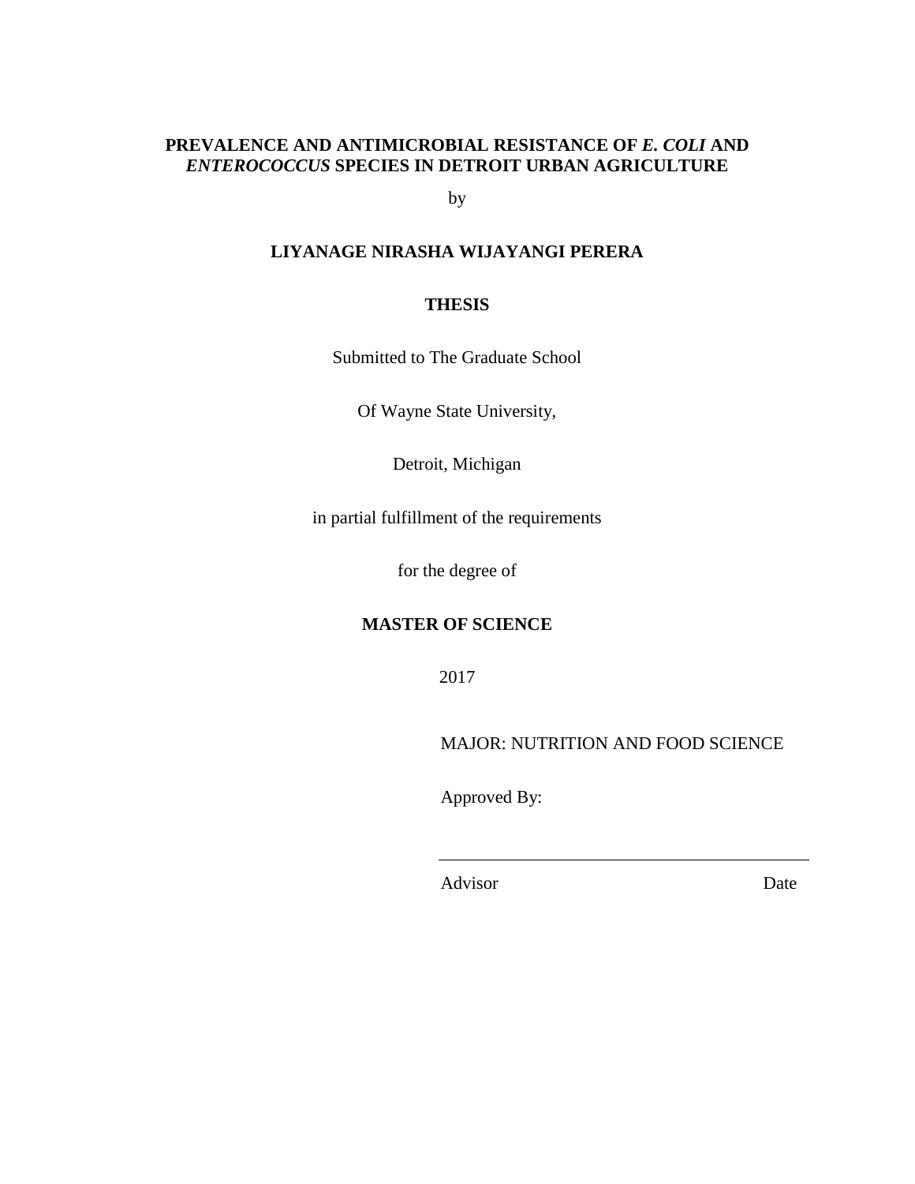**PREVALENCE AND ANTIMICROBIAL RESISTANCE OF *E. COLI* AND *ENTEROCOCCUS* SPECIES IN DETROIT URBAN AGRICULTURE**

by

**LIYANAGE NIRASHA WIJAYANGI PERERA**

**THESIS**

Submitted to The Graduate School

Of Wayne State University,

Detroit, Michigan

in partial fulfillment of the requirements

for the degree of

**MASTER OF SCIENCE**

2017

MAJOR: NUTRITION AND FOOD SCIENCE

Approved By:

\_\_\_\_\_\_\_\_\_\_\_\_\_\_\_\_\_\_\_\_\_\_\_\_\_\_\_\_\_\_\_\_\_\_\_\_\_\_\_\_

Advisor Date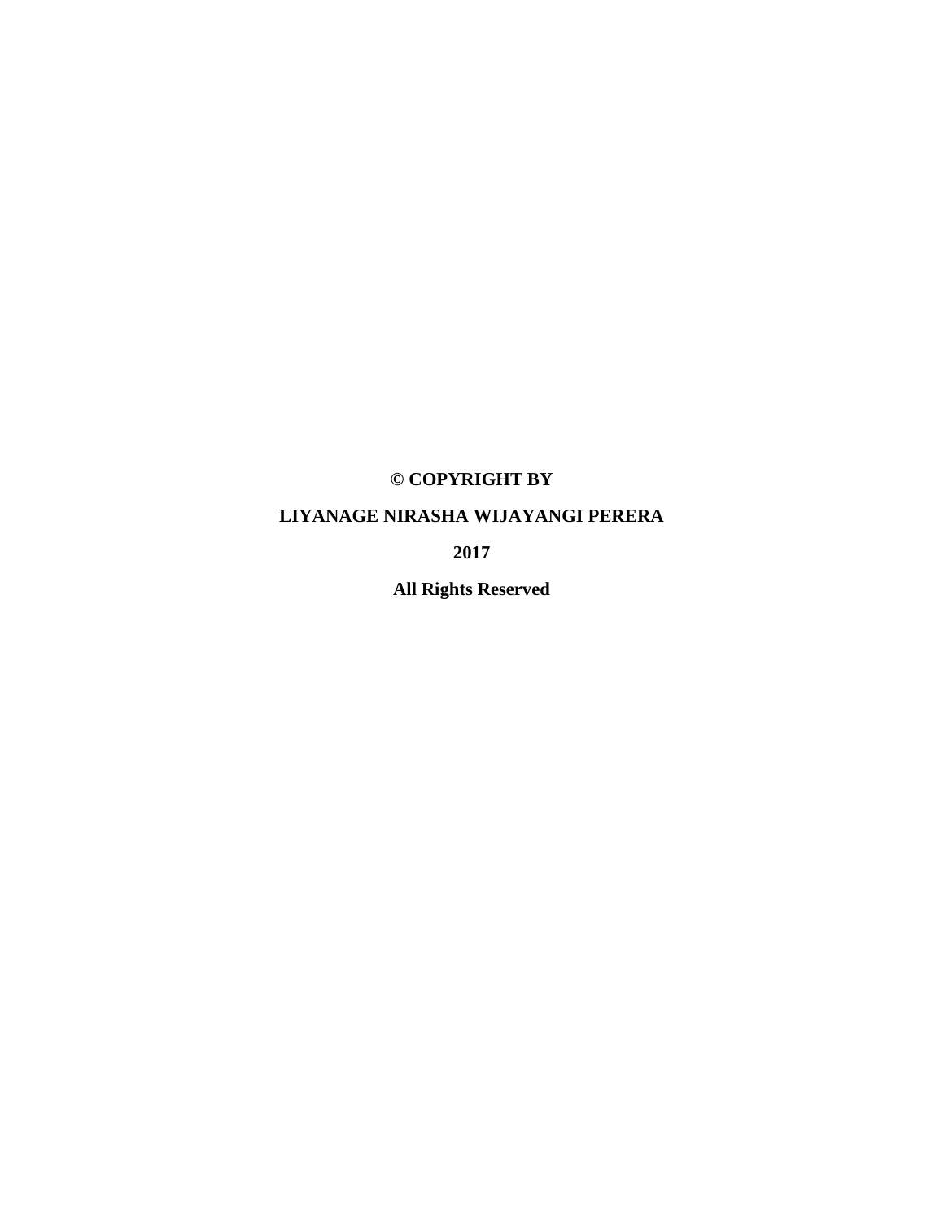**© COPYRIGHT BY**

**LIYANAGE NIRASHA WIJAYANGI PERERA**

**2017**

**All Rights Reserved**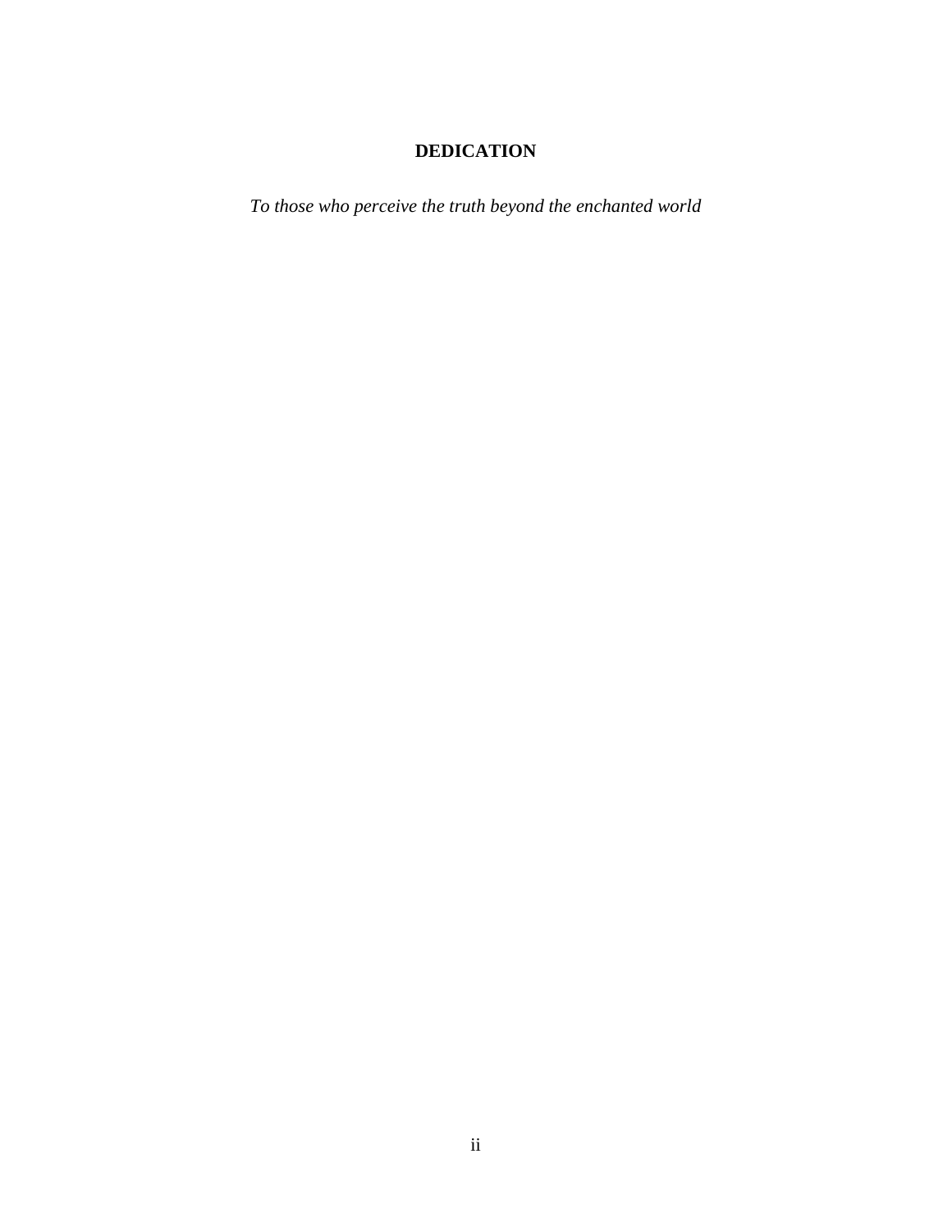## DEDICATION

*To those who perceive the truth beyond the enchanted world*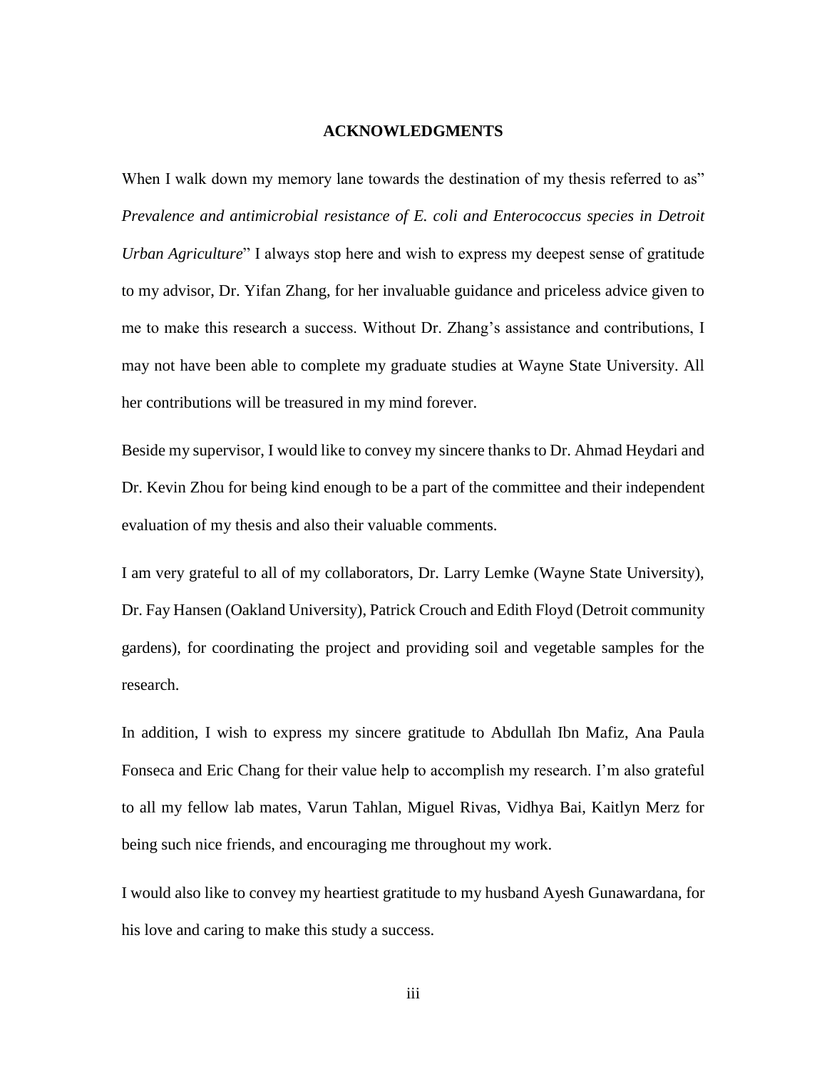# ACKNOWLEDGMENTS

When I walk down my memory lane towards the destination of my thesis referred to as" *Prevalence and antimicrobial resistance of E. coli and Enterococcus species in Detroit Urban Agriculture*" I always stop here and wish to express my deepest sense of gratitude to my advisor, Dr. Yifan Zhang, for her invaluable guidance and priceless advice given to me to make this research a success. Without Dr. Zhang's assistance and contributions, I may not have been able to complete my graduate studies at Wayne State University. All her contributions will be treasured in my mind forever.

Beside my supervisor, I would like to convey my sincere thanks to Dr. Ahmad Heydari and Dr. Kevin Zhou for being kind enough to be a part of the committee and their independent evaluation of my thesis and also their valuable comments.

I am very grateful to all of my collaborators, Dr. Larry Lemke (Wayne State University), Dr. Fay Hansen (Oakland University), Patrick Crouch and Edith Floyd (Detroit community gardens), for coordinating the project and providing soil and vegetable samples for the research.

In addition, I wish to express my sincere gratitude to Abdullah Ibn Mafiz, Ana Paula Fonseca and Eric Chang for their value help to accomplish my research. I'm also grateful to all my fellow lab mates, Varun Tahlan, Miguel Rivas, Vidhya Bai, Kaitlyn Merz for being such nice friends, and encouraging me throughout my work.

I would also like to convey my heartiest gratitude to my husband Ayesh Gunawardana, for his love and caring to make this study a success.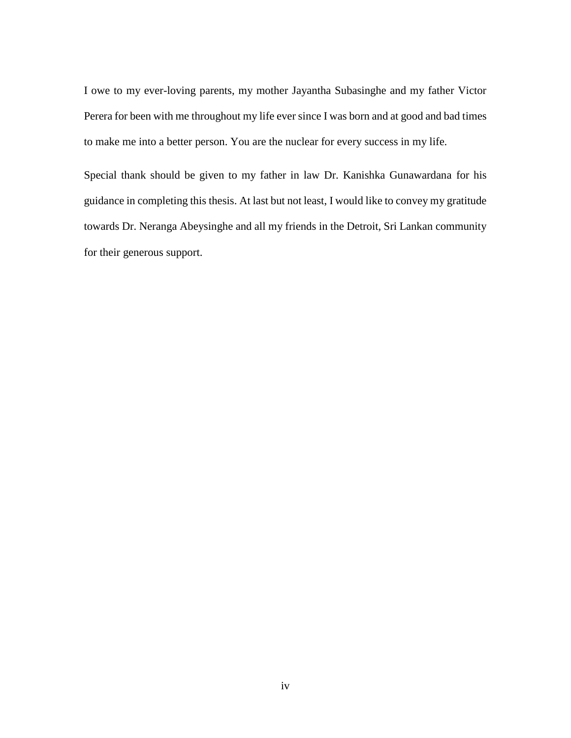I owe to my ever-loving parents, my mother Jayantha Subasinghe and my father Victor Perera for been with me throughout my life ever since I was born and at good and bad times to make me into a better person. You are the nuclear for every success in my life.

Special thank should be given to my father in law Dr. Kanishka Gunawardana for his guidance in completing this thesis. At last but not least, I would like to convey my gratitude towards Dr. Neranga Abeysinghe and all my friends in the Detroit, Sri Lankan community for their generous support.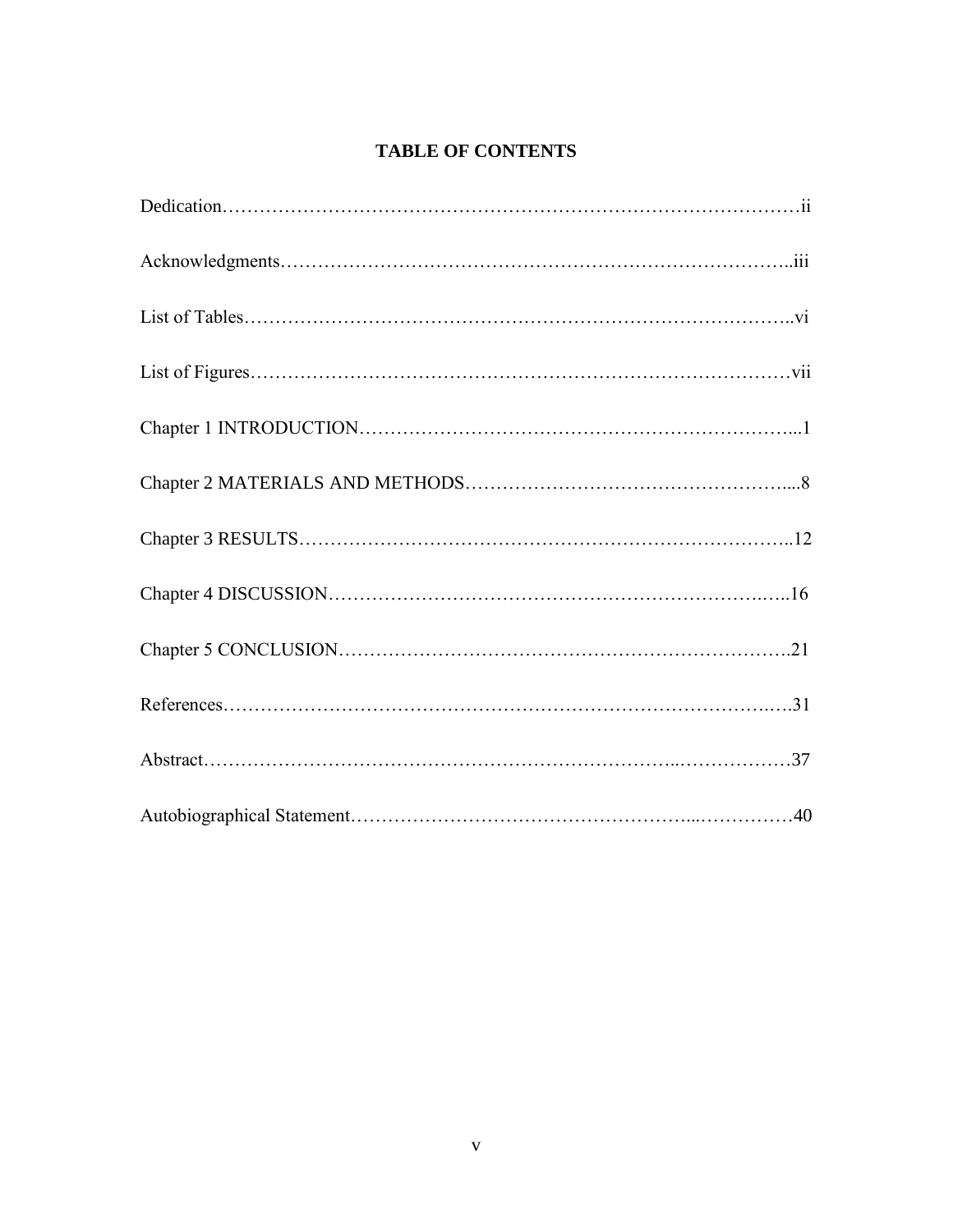# TABLE OF CONTENTS

Dedication……………………………………………………………………………………ii

Acknowledgments………………………………………………………………………..iii

List of Tables……………………………………………………………………………..vi

List of Figures……………………………………………………………………………vii

Chapter 1 INTRODUCTION………………………………………………………………...1

Chapter 2 MATERIALS AND METHODS…………………………………………….....8

Chapter 3 RESULTS…………………………………………………………………..12

Chapter 4 DISCUSSION………………………………………………………………..16

Chapter 5 CONCLUSION……………………………………………………………….21

References…………………………………………………………………………….31

Abstract………………………………………………………………..………………37

Autobiographical Statement…………………………………………...……………40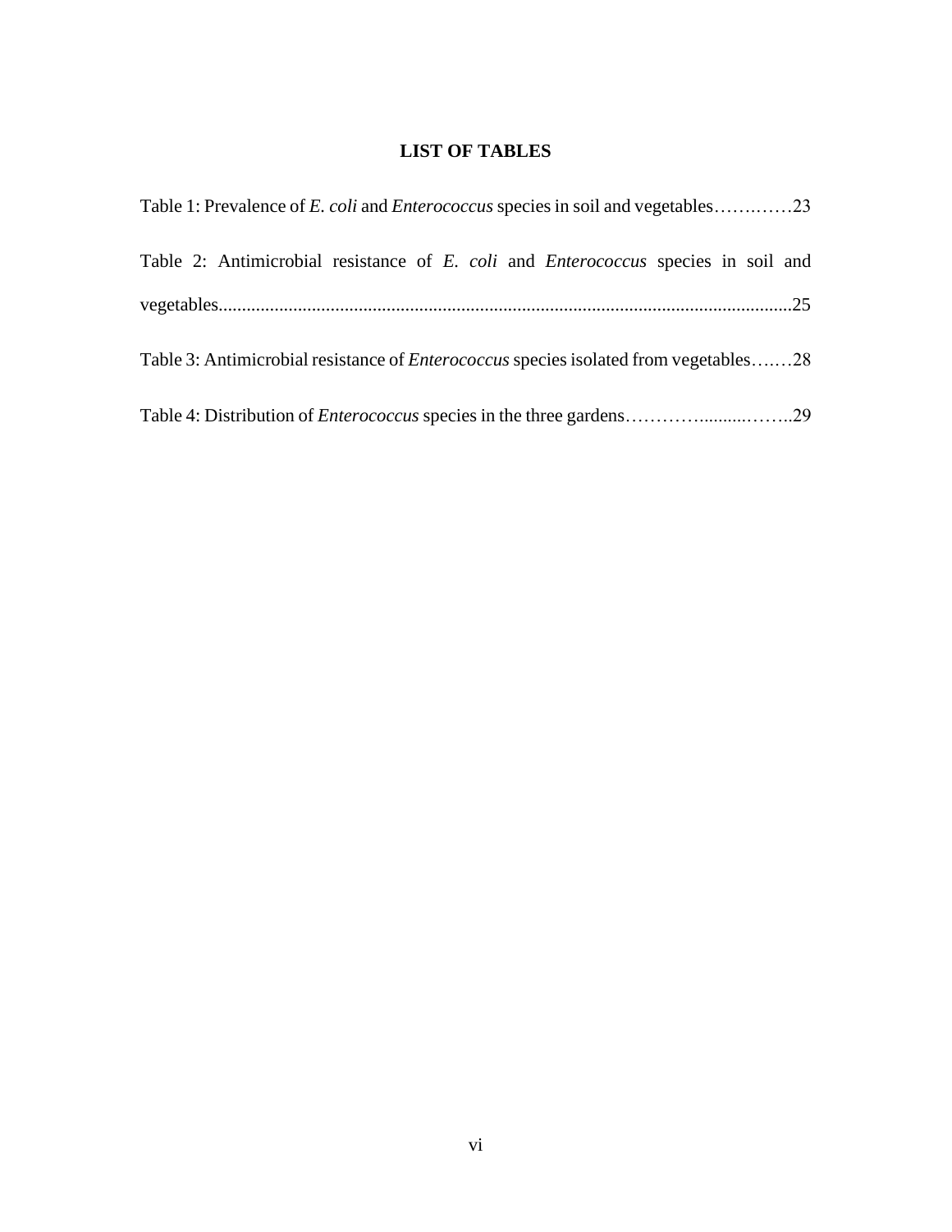# LIST OF TABLES

Table 1: Prevalence of *E. coli* and *Enterococcus* species in soil and vegetables……..……23

Table 2: Antimicrobial resistance of *E. coli* and *Enterococcus* species in soil and vegetables..........................................................................................................................25

Table 3: Antimicrobial resistance of *Enterococcus* species isolated from vegetables…..…28

Table 4: Distribution of *Enterococcus* species in the three gardens………….........……..29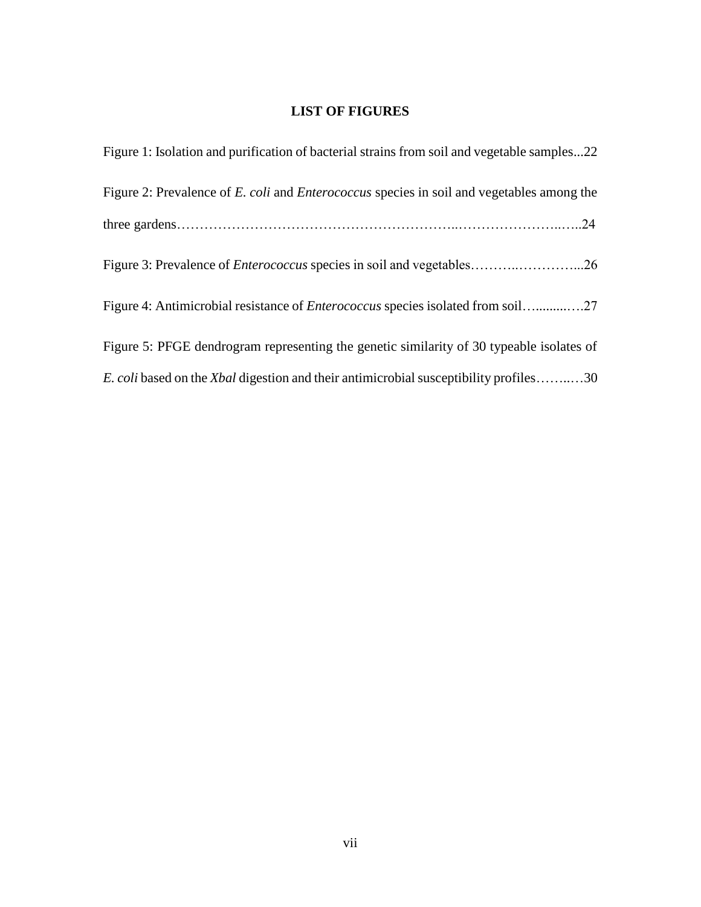**LIST OF FIGURES**

Figure 1: Isolation and purification of bacterial strains from soil and vegetable samples...22

Figure 2: Prevalence of *E. coli* and *Enterococcus* species in soil and vegetables among the three gardens……………………………………………………..……………………..…..24

Figure 3: Prevalence of *Enterococcus* species in soil and vegetables………..…………...26

Figure 4: Antimicrobial resistance of *Enterococcus* species isolated from soil…........….27

Figure 5: PFGE dendrogram representing the genetic similarity of 30 typeable isolates of *E. coli* based on the *XbaI* digestion and their antimicrobial susceptibility profiles……..…30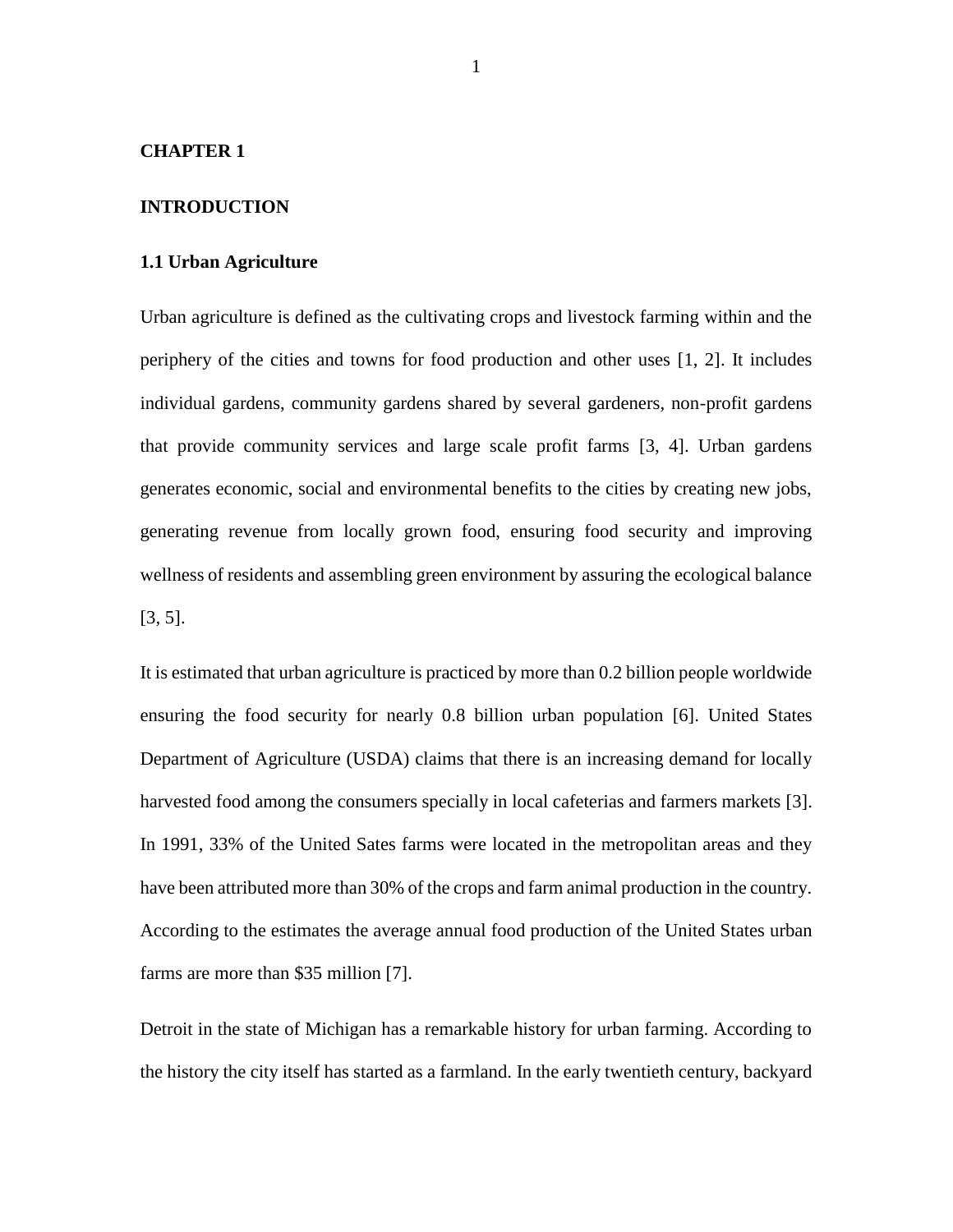# CHAPTER 1

# INTRODUCTION

## 1.1 Urban Agriculture

Urban agriculture is defined as the cultivating crops and livestock farming within and the periphery of the cities and towns for food production and other uses [1, 2]. It includes individual gardens, community gardens shared by several gardeners, non-profit gardens that provide community services and large scale profit farms [3, 4]. Urban gardens generates economic, social and environmental benefits to the cities by creating new jobs, generating revenue from locally grown food, ensuring food security and improving wellness of residents and assembling green environment by assuring the ecological balance [3, 5].

It is estimated that urban agriculture is practiced by more than 0.2 billion people worldwide ensuring the food security for nearly 0.8 billion urban population [6]. United States Department of Agriculture (USDA) claims that there is an increasing demand for locally harvested food among the consumers specially in local cafeterias and farmers markets [3]. In 1991, 33% of the United Sates farms were located in the metropolitan areas and they have been attributed more than 30% of the crops and farm animal production in the country. According to the estimates the average annual food production of the United States urban farms are more than $35 million [7].

Detroit in the state of Michigan has a remarkable history for urban farming. According to the history the city itself has started as a farmland. In the early twentieth century, backyard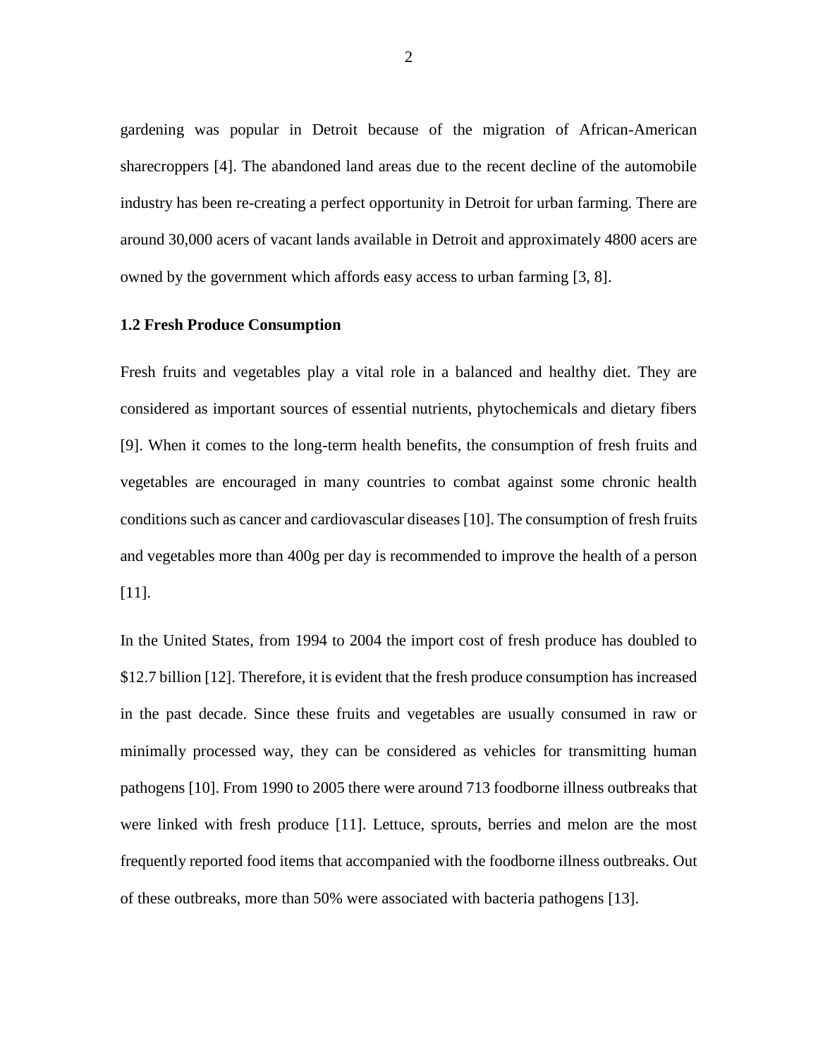gardening was popular in Detroit because of the migration of African-American sharecroppers [4]. The abandoned land areas due to the recent decline of the automobile industry has been re-creating a perfect opportunity in Detroit for urban farming. There are around 30,000 acers of vacant lands available in Detroit and approximately 4800 acers are owned by the government which affords easy access to urban farming [3, 8].

### 1.2 Fresh Produce Consumption

Fresh fruits and vegetables play a vital role in a balanced and healthy diet. They are considered as important sources of essential nutrients, phytochemicals and dietary fibers [9]. When it comes to the long-term health benefits, the consumption of fresh fruits and vegetables are encouraged in many countries to combat against some chronic health conditions such as cancer and cardiovascular diseases [10]. The consumption of fresh fruits and vegetables more than 400g per day is recommended to improve the health of a person [11].

In the United States, from 1994 to 2004 the import cost of fresh produce has doubled to $12.7 billion [12]. Therefore, it is evident that the fresh produce consumption has increased in the past decade. Since these fruits and vegetables are usually consumed in raw or minimally processed way, they can be considered as vehicles for transmitting human pathogens [10]. From 1990 to 2005 there were around 713 foodborne illness outbreaks that were linked with fresh produce [11]. Lettuce, sprouts, berries and melon are the most frequently reported food items that accompanied with the foodborne illness outbreaks. Out of these outbreaks, more than 50% were associated with bacteria pathogens [13].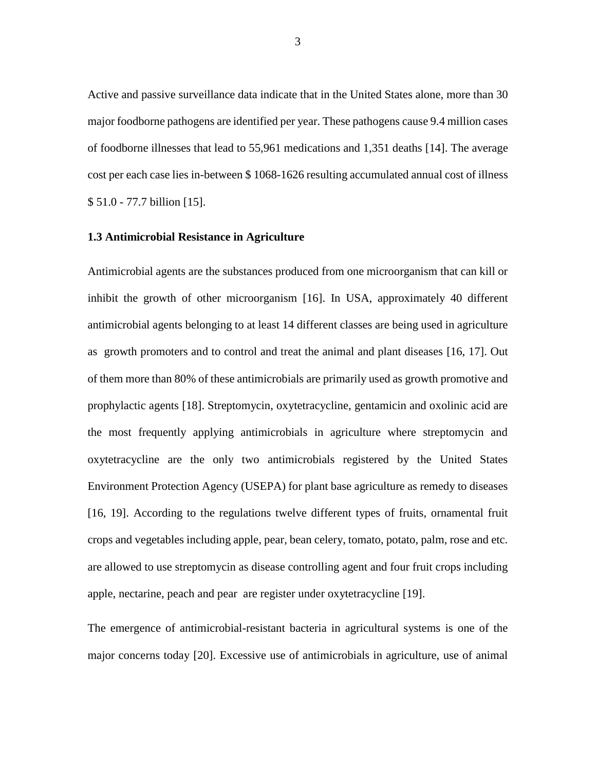Active and passive surveillance data indicate that in the United States alone, more than 30 major foodborne pathogens are identified per year. These pathogens cause 9.4 million cases of foodborne illnesses that lead to 55,961 medications and 1,351 deaths [14]. The average cost per each case lies in-between $ 1068-1626 resulting accumulated annual cost of illness $ 51.0 - 77.7 billion [15].

### 1.3 Antimicrobial Resistance in Agriculture

Antimicrobial agents are the substances produced from one microorganism that can kill or inhibit the growth of other microorganism [16]. In USA, approximately 40 different antimicrobial agents belonging to at least 14 different classes are being used in agriculture as growth promoters and to control and treat the animal and plant diseases [16, 17]. Out of them more than 80% of these antimicrobials are primarily used as growth promotive and prophylactic agents [18]. Streptomycin, oxytetracycline, gentamicin and oxolinic acid are the most frequently applying antimicrobials in agriculture where streptomycin and oxytetracycline are the only two antimicrobials registered by the United States Environment Protection Agency (USEPA) for plant base agriculture as remedy to diseases [16, 19]. According to the regulations twelve different types of fruits, ornamental fruit crops and vegetables including apple, pear, bean celery, tomato, potato, palm, rose and etc. are allowed to use streptomycin as disease controlling agent and four fruit crops including apple, nectarine, peach and pear are register under oxytetracycline [19].

The emergence of antimicrobial-resistant bacteria in agricultural systems is one of the major concerns today [20]. Excessive use of antimicrobials in agriculture, use of animal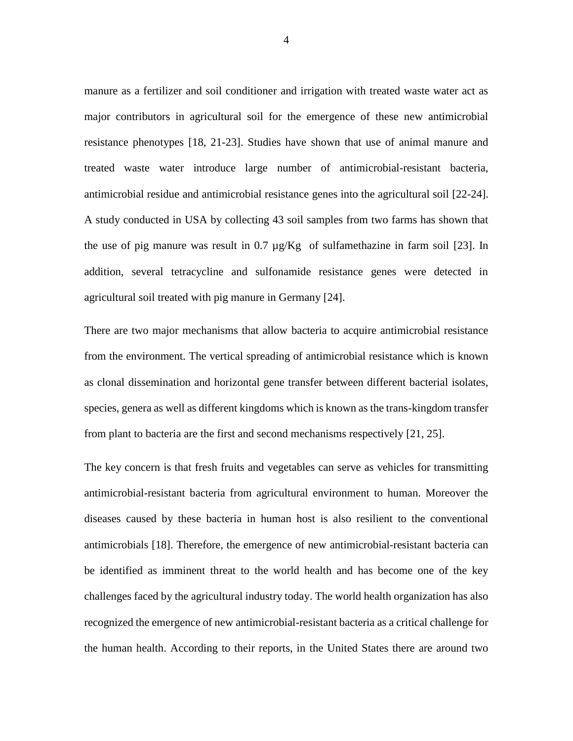manure as a fertilizer and soil conditioner and irrigation with treated waste water act as major contributors in agricultural soil for the emergence of these new antimicrobial resistance phenotypes [18, 21-23]. Studies have shown that use of animal manure and treated waste water introduce large number of antimicrobial-resistant bacteria, antimicrobial residue and antimicrobial resistance genes into the agricultural soil [22-24]. A study conducted in USA by collecting 43 soil samples from two farms has shown that the use of pig manure was result in 0.7 µg/Kg of sulfamethazine in farm soil [23]. In addition, several tetracycline and sulfonamide resistance genes were detected in agricultural soil treated with pig manure in Germany [24].

There are two major mechanisms that allow bacteria to acquire antimicrobial resistance from the environment. The vertical spreading of antimicrobial resistance which is known as clonal dissemination and horizontal gene transfer between different bacterial isolates, species, genera as well as different kingdoms which is known as the trans-kingdom transfer from plant to bacteria are the first and second mechanisms respectively [21, 25].

The key concern is that fresh fruits and vegetables can serve as vehicles for transmitting antimicrobial-resistant bacteria from agricultural environment to human. Moreover the diseases caused by these bacteria in human host is also resilient to the conventional antimicrobials [18]. Therefore, the emergence of new antimicrobial-resistant bacteria can be identified as imminent threat to the world health and has become one of the key challenges faced by the agricultural industry today. The world health organization has also recognized the emergence of new antimicrobial-resistant bacteria as a critical challenge for the human health. According to their reports, in the United States there are around two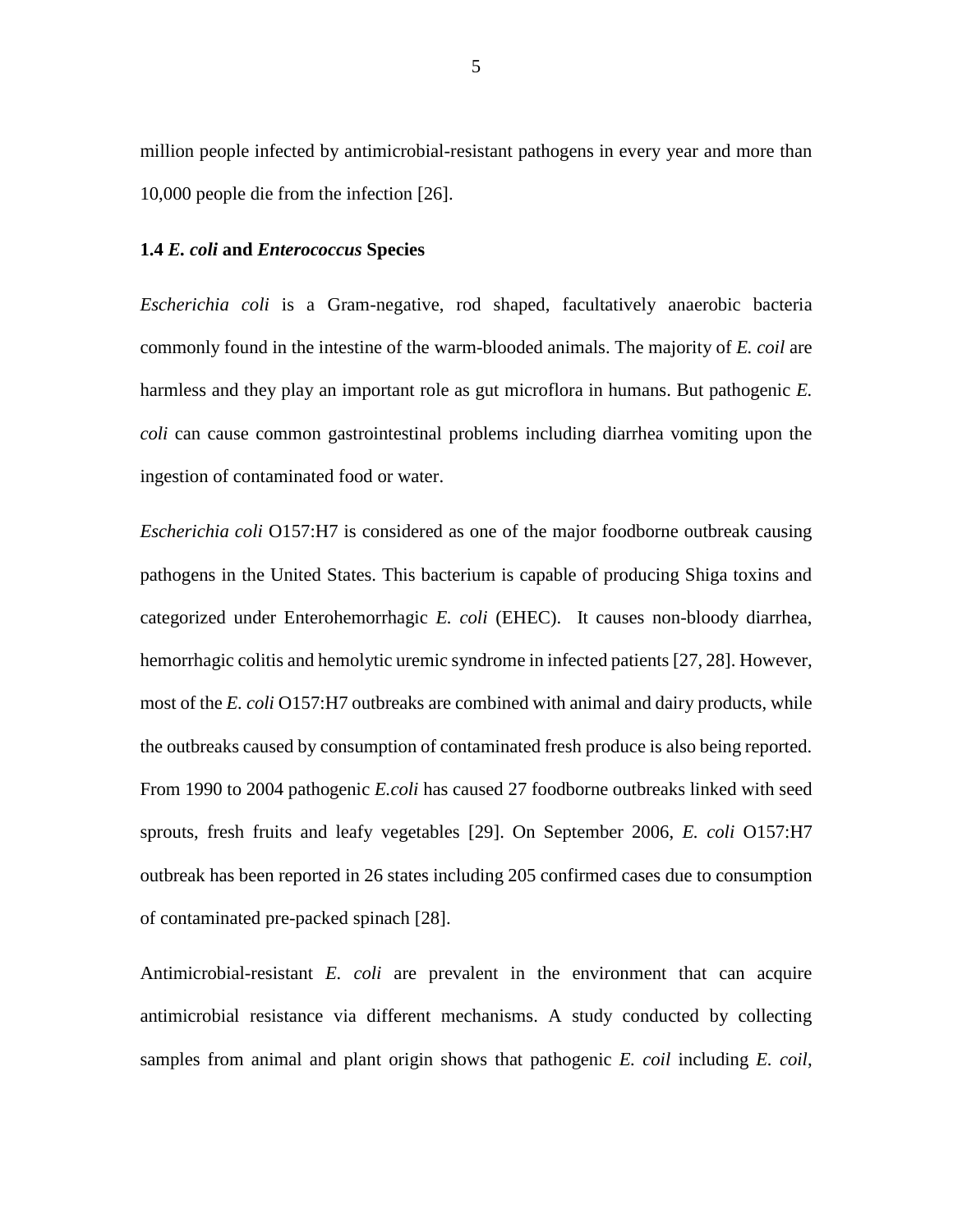million people infected by antimicrobial-resistant pathogens in every year and more than 10,000 people die from the infection [26].

### 1.4 *E. coli* and *Enterococcus* Species

*Escherichia coli* is a Gram-negative, rod shaped, facultatively anaerobic bacteria commonly found in the intestine of the warm-blooded animals. The majority of *E. coil* are harmless and they play an important role as gut microflora in humans. But pathogenic *E. coli* can cause common gastrointestinal problems including diarrhea vomiting upon the ingestion of contaminated food or water.

*Escherichia coli* O157:H7 is considered as one of the major foodborne outbreak causing pathogens in the United States. This bacterium is capable of producing Shiga toxins and categorized under Enterohemorrhagic *E. coli* (EHEC). It causes non-bloody diarrhea, hemorrhagic colitis and hemolytic uremic syndrome in infected patients [27, 28]. However, most of the *E. coli* O157:H7 outbreaks are combined with animal and dairy products, while the outbreaks caused by consumption of contaminated fresh produce is also being reported. From 1990 to 2004 pathogenic *E.coli* has caused 27 foodborne outbreaks linked with seed sprouts, fresh fruits and leafy vegetables [29]. On September 2006, *E. coli* O157:H7 outbreak has been reported in 26 states including 205 confirmed cases due to consumption of contaminated pre-packed spinach [28].

Antimicrobial-resistant *E. coli* are prevalent in the environment that can acquire antimicrobial resistance via different mechanisms. A study conducted by collecting samples from animal and plant origin shows that pathogenic *E. coil* including *E. coil*,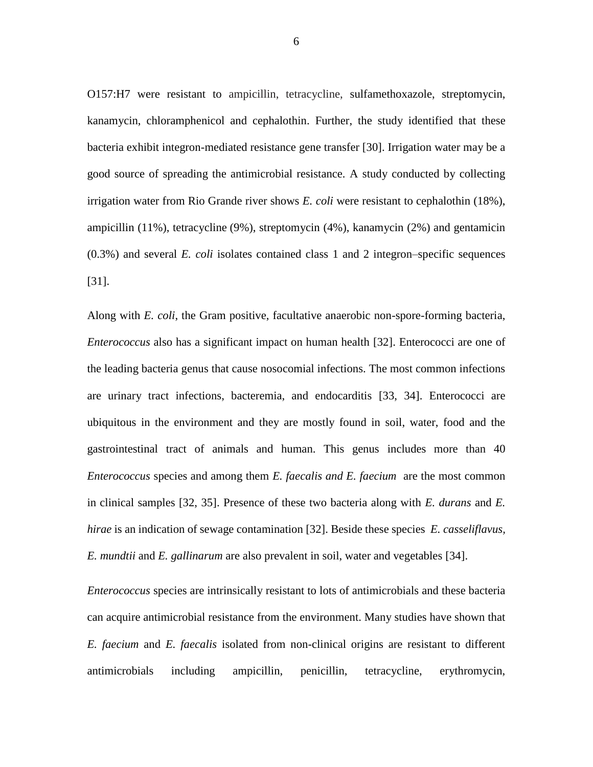O157:H7 were resistant to ampicillin, tetracycline, sulfamethoxazole, streptomycin, kanamycin, chloramphenicol and cephalothin. Further, the study identified that these bacteria exhibit integron-mediated resistance gene transfer [30]. Irrigation water may be a good source of spreading the antimicrobial resistance. A study conducted by collecting irrigation water from Rio Grande river shows *E. coli* were resistant to cephalothin (18%), ampicillin (11%), tetracycline (9%), streptomycin (4%), kanamycin (2%) and gentamicin (0.3%) and several *E. coli* isolates contained class 1 and 2 integron–specific sequences [31].

Along with *E. coli*, the Gram positive, facultative anaerobic non-spore-forming bacteria, *Enterococcus* also has a significant impact on human health [32]. Enterococci are one of the leading bacteria genus that cause nosocomial infections. The most common infections are urinary tract infections, bacteremia, and endocarditis [33, 34]. Enterococci are ubiquitous in the environment and they are mostly found in soil, water, food and the gastrointestinal tract of animals and human. This genus includes more than 40 *Enterococcus* species and among them *E. faecalis and E. faecium* are the most common in clinical samples [32, 35]. Presence of these two bacteria along with *E. durans* and *E. hirae* is an indication of sewage contamination [32]. Beside these species *E. casseliflavus*, *E. mundtii* and *E. gallinarum* are also prevalent in soil, water and vegetables [34].

*Enterococcus* species are intrinsically resistant to lots of antimicrobials and these bacteria can acquire antimicrobial resistance from the environment. Many studies have shown that *E. faecium* and *E. faecalis* isolated from non-clinical origins are resistant to different antimicrobials including ampicillin, penicillin, tetracycline, erythromycin,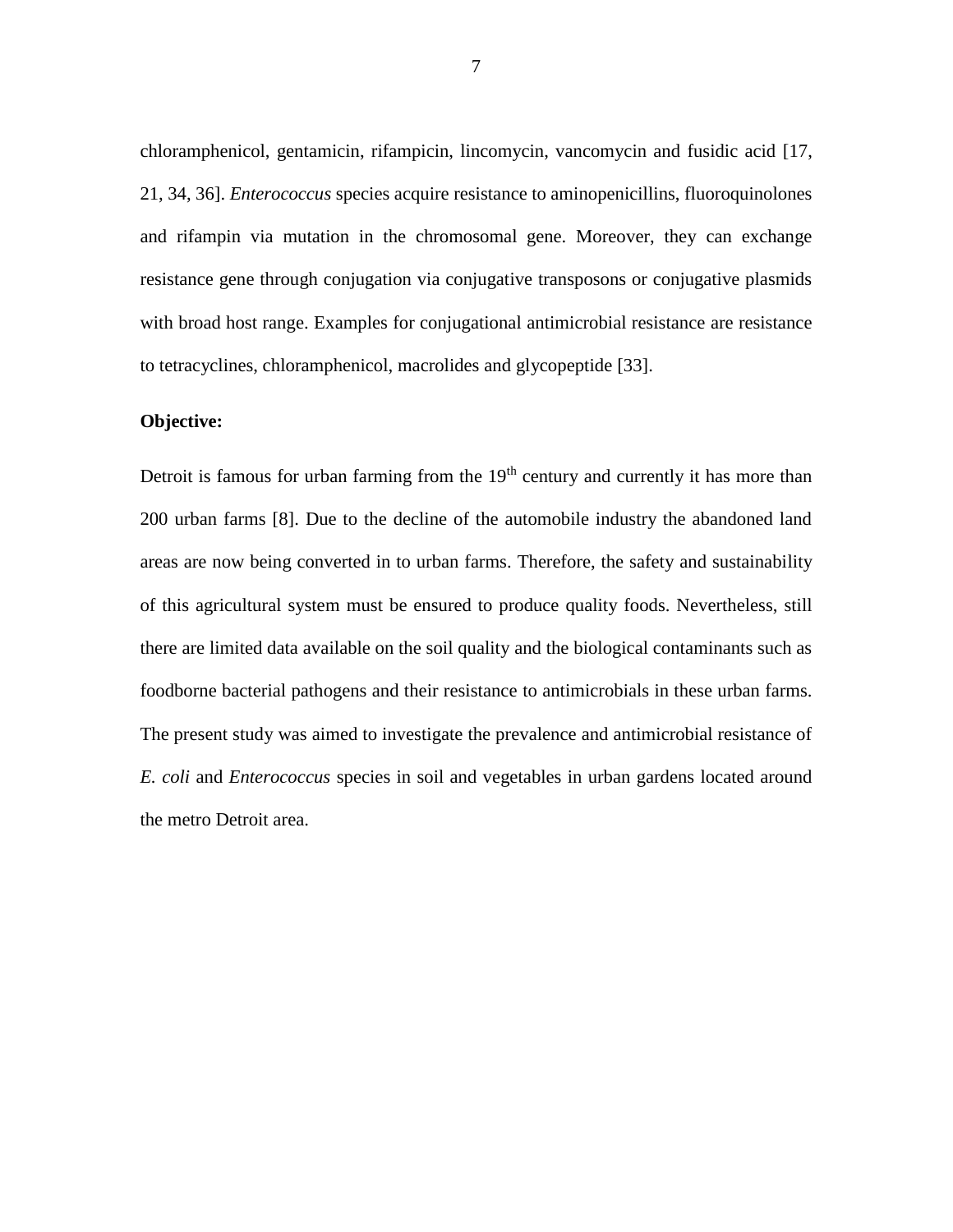chloramphenicol, gentamicin, rifampicin, lincomycin, vancomycin and fusidic acid [17, 21, 34, 36]. *Enterococcus* species acquire resistance to aminopenicillins, fluoroquinolones and rifampin via mutation in the chromosomal gene. Moreover, they can exchange resistance gene through conjugation via conjugative transposons or conjugative plasmids with broad host range. Examples for conjugational antimicrobial resistance are resistance to tetracyclines, chloramphenicol, macrolides and glycopeptide [33].

**Objective:**

Detroit is famous for urban farming from the $19^{th}$ century and currently it has more than 200 urban farms [8]. Due to the decline of the automobile industry the abandoned land areas are now being converted in to urban farms. Therefore, the safety and sustainability of this agricultural system must be ensured to produce quality foods. Nevertheless, still there are limited data available on the soil quality and the biological contaminants such as foodborne bacterial pathogens and their resistance to antimicrobials in these urban farms. The present study was aimed to investigate the prevalence and antimicrobial resistance of *E. coli* and *Enterococcus* species in soil and vegetables in urban gardens located around the metro Detroit area.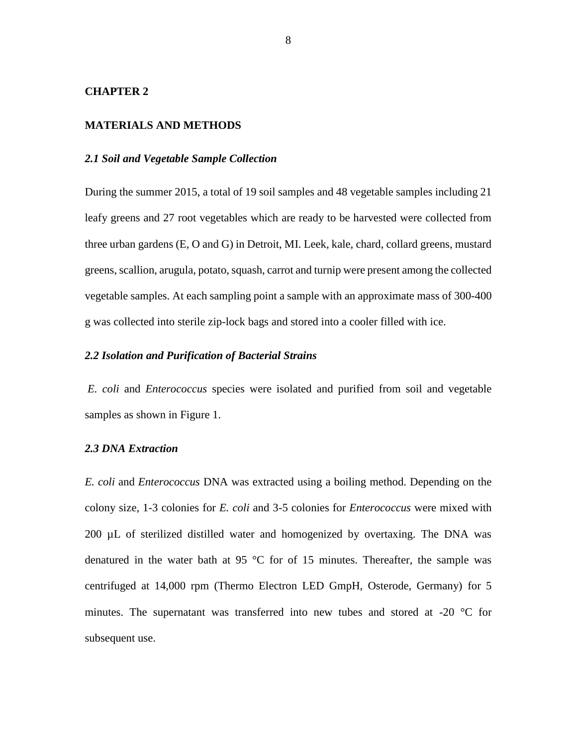# CHAPTER 2

# MATERIALS AND METHODS

### *2.1 Soil and Vegetable Sample Collection*

During the summer 2015, a total of 19 soil samples and 48 vegetable samples including 21 leafy greens and 27 root vegetables which are ready to be harvested were collected from three urban gardens (E, O and G) in Detroit, MI. Leek, kale, chard, collard greens, mustard greens, scallion, arugula, potato, squash, carrot and turnip were present among the collected vegetable samples. At each sampling point a sample with an approximate mass of 300-400 g was collected into sterile zip-lock bags and stored into a cooler filled with ice.

### *2.2 Isolation and Purification of Bacterial Strains*

*E. coli* and *Enterococcus* species were isolated and purified from soil and vegetable samples as shown in Figure 1.

### *2.3 DNA Extraction*

*E. coli* and *Enterococcus* DNA was extracted using a boiling method. Depending on the colony size, 1-3 colonies for *E. coli* and 3-5 colonies for *Enterococcus* were mixed with 200 µL of sterilized distilled water and homogenized by overtaxing. The DNA was denatured in the water bath at 95 °C for of 15 minutes. Thereafter, the sample was centrifuged at 14,000 rpm (Thermo Electron LED GmpH, Osterode, Germany) for 5 minutes. The supernatant was transferred into new tubes and stored at -20 °C for subsequent use.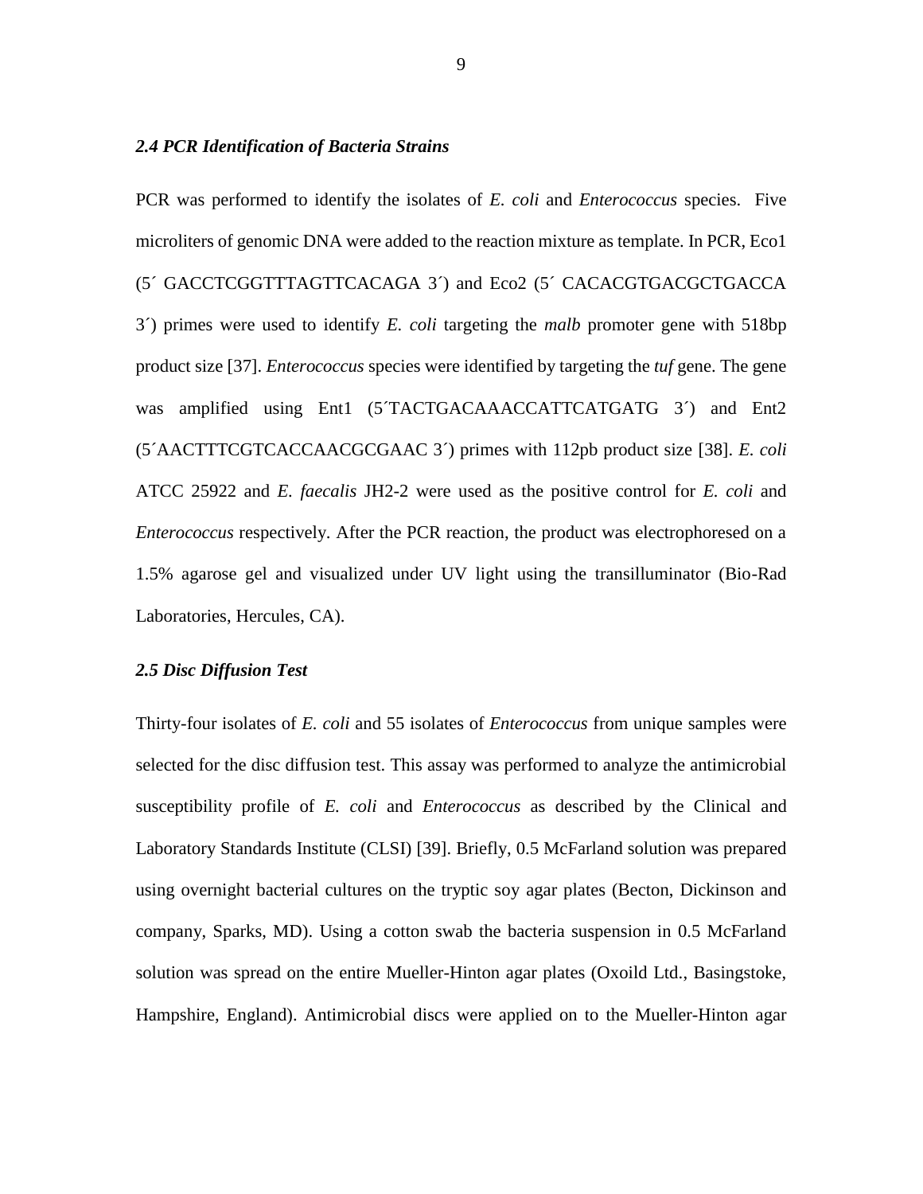### *2.4 PCR Identification of Bacteria Strains*

PCR was performed to identify the isolates of *E. coli* and *Enterococcus* species. Five microliters of genomic DNA were added to the reaction mixture as template. In PCR, Eco1 (5´ GACCTCGGTTTAGTTCACAGA 3´) and Eco2 (5´ CACACGTGACGCTGACCA 3´) primes were used to identify *E. coli* targeting the *malb* promoter gene with 518bp product size [37]. *Enterococcus* species were identified by targeting the *tuf* gene. The gene was amplified using Ent1 (5´TACTGACAAACCATTCATGATG 3´) and Ent2 (5´AACTTTCGTCACCAACGCGAAC 3´) primes with 112pb product size [38]. *E. coli* ATCC 25922 and *E. faecalis* JH2-2 were used as the positive control for *E. coli* and *Enterococcus* respectively. After the PCR reaction, the product was electrophoresed on a 1.5% agarose gel and visualized under UV light using the transilluminator (Bio-Rad Laboratories, Hercules, CA).

### *2.5 Disc Diffusion Test*

Thirty-four isolates of *E. coli* and 55 isolates of *Enterococcus* from unique samples were selected for the disc diffusion test. This assay was performed to analyze the antimicrobial susceptibility profile of *E. coli* and *Enterococcus* as described by the Clinical and Laboratory Standards Institute (CLSI) [39]. Briefly, 0.5 McFarland solution was prepared using overnight bacterial cultures on the tryptic soy agar plates (Becton, Dickinson and company, Sparks, MD). Using a cotton swab the bacteria suspension in 0.5 McFarland solution was spread on the entire Mueller-Hinton agar plates (Oxoild Ltd., Basingstoke, Hampshire, England). Antimicrobial discs were applied on to the Mueller-Hinton agar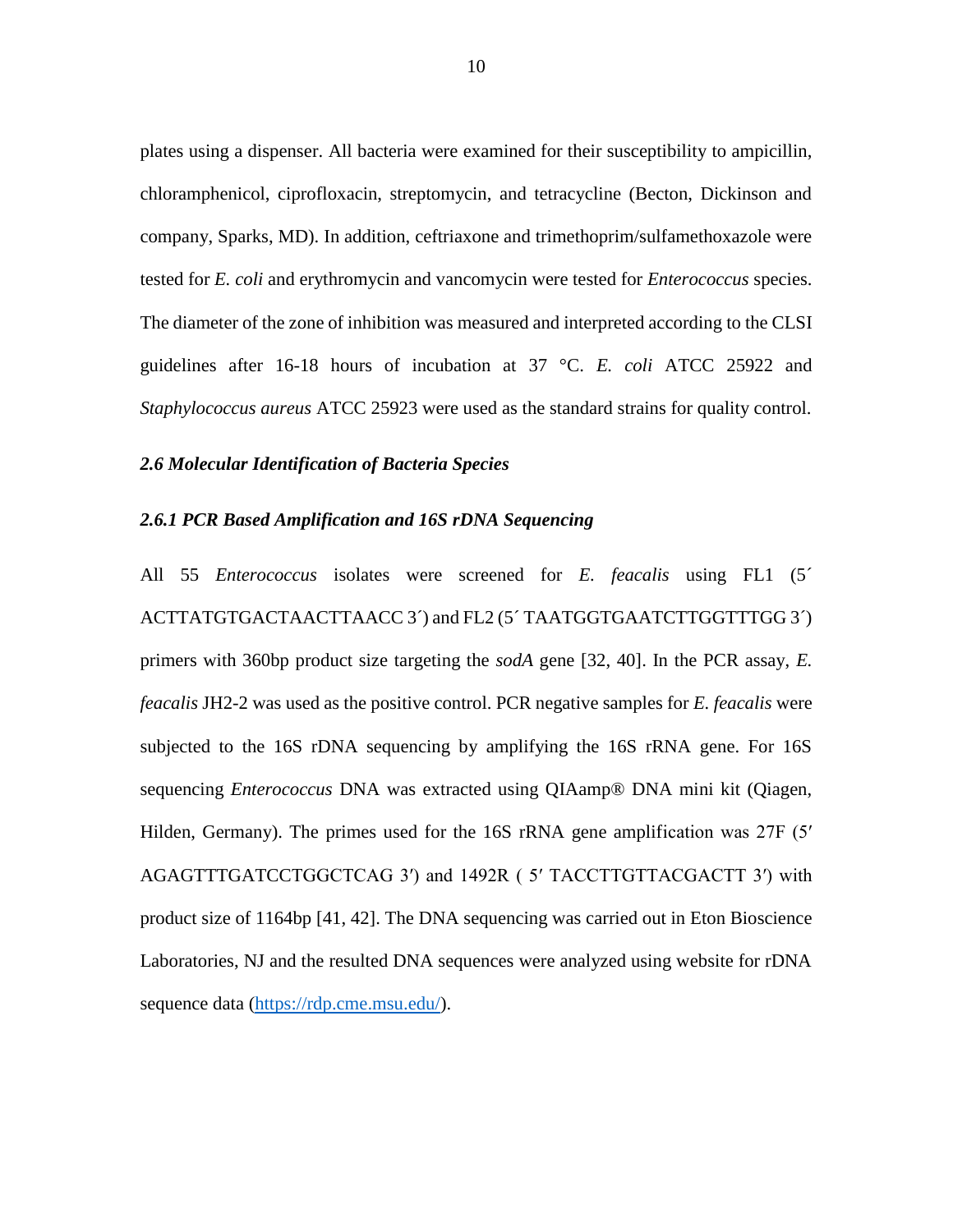plates using a dispenser. All bacteria were examined for their susceptibility to ampicillin, chloramphenicol, ciprofloxacin, streptomycin, and tetracycline (Becton, Dickinson and company, Sparks, MD). In addition, ceftriaxone and trimethoprim/sulfamethoxazole were tested for *E. coli* and erythromycin and vancomycin were tested for *Enterococcus* species. The diameter of the zone of inhibition was measured and interpreted according to the CLSI guidelines after 16-18 hours of incubation at 37 °C. *E. coli* ATCC 25922 and *Staphylococcus aureus* ATCC 25923 were used as the standard strains for quality control.

### *2.6 Molecular Identification of Bacteria Species*

#### *2.6.1 PCR Based Amplification and 16S rDNA Sequencing*

All 55 *Enterococcus* isolates were screened for *E. feacalis* using FL1 (5´ ACTTATGTGACTAACTTAACC 3´) and FL2 (5´ TAATGGTGAATCTTGGTTTGG 3´) primers with 360bp product size targeting the *sodA* gene [32, 40]. In the PCR assay, *E. feacalis* JH2-2 was used as the positive control. PCR negative samples for *E. feacalis* were subjected to the 16S rDNA sequencing by amplifying the 16S rRNA gene. For 16S sequencing *Enterococcus* DNA was extracted using QIAamp® DNA mini kit (Qiagen, Hilden, Germany). The primes used for the 16S rRNA gene amplification was 27F (5′ AGAGTTTGATCCTGGCTCAG 3′) and 1492R ( 5′ TACCTTGTTACGACTT 3′) with product size of 1164bp [41, 42]. The DNA sequencing was carried out in Eton Bioscience Laboratories, NJ and the resulted DNA sequences were analyzed using website for rDNA sequence data (https://rdp.cme.msu.edu/).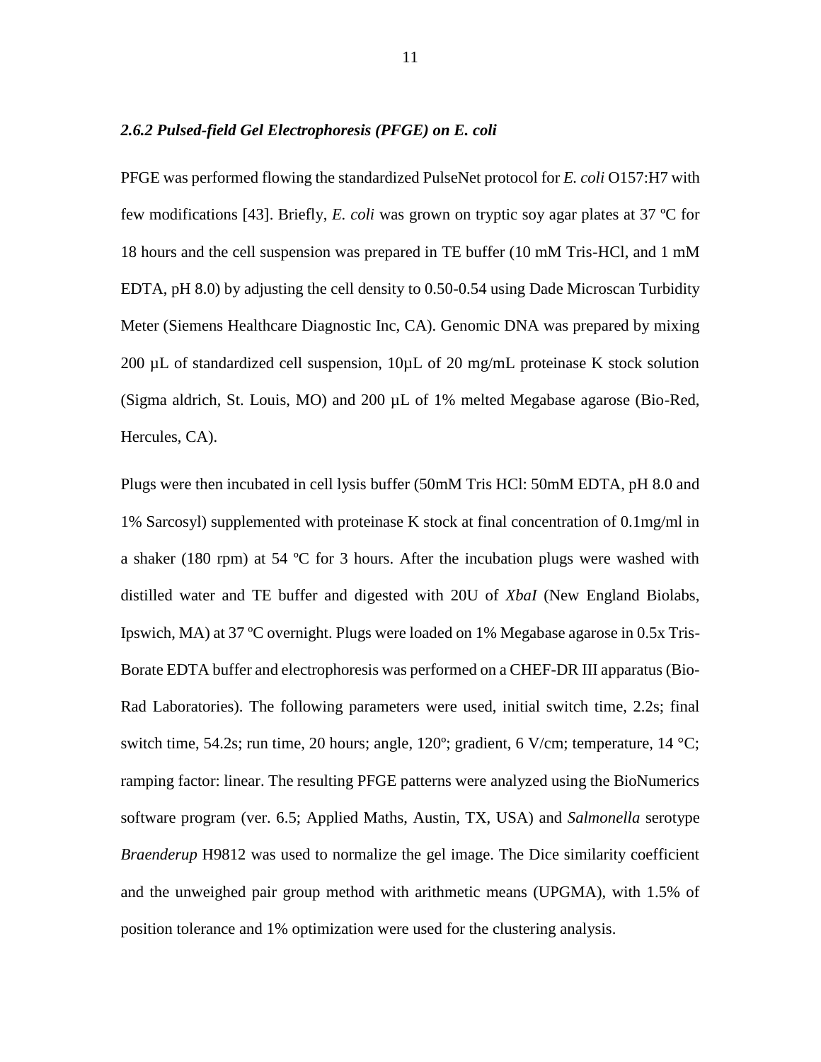### *2.6.2 Pulsed-field Gel Electrophoresis (PFGE) on E. coli*

PFGE was performed flowing the standardized PulseNet protocol for *E. coli* O157:H7 with few modifications [43]. Briefly, *E. coli* was grown on tryptic soy agar plates at 37 ºC for 18 hours and the cell suspension was prepared in TE buffer (10 mM Tris-HCl, and 1 mM EDTA, pH 8.0) by adjusting the cell density to 0.50-0.54 using Dade Microscan Turbidity Meter (Siemens Healthcare Diagnostic Inc, CA). Genomic DNA was prepared by mixing 200 µL of standardized cell suspension, 10µL of 20 mg/mL proteinase K stock solution (Sigma aldrich, St. Louis, MO) and 200 µL of 1% melted Megabase agarose (Bio-Red, Hercules, CA).

Plugs were then incubated in cell lysis buffer (50mM Tris HCl: 50mM EDTA, pH 8.0 and 1% Sarcosyl) supplemented with proteinase K stock at final concentration of 0.1mg/ml in a shaker (180 rpm) at 54 ºC for 3 hours. After the incubation plugs were washed with distilled water and TE buffer and digested with 20U of *XbaI* (New England Biolabs, Ipswich, MA) at 37 ºC overnight. Plugs were loaded on 1% Megabase agarose in 0.5x Tris-Borate EDTA buffer and electrophoresis was performed on a CHEF-DR III apparatus (Bio-Rad Laboratories). The following parameters were used, initial switch time, 2.2s; final switch time, 54.2s; run time, 20 hours; angle, 120º; gradient, 6 V/cm; temperature, 14 °C; ramping factor: linear. The resulting PFGE patterns were analyzed using the BioNumerics software program (ver. 6.5; Applied Maths, Austin, TX, USA) and *Salmonella* serotype *Braenderup* H9812 was used to normalize the gel image. The Dice similarity coefficient and the unweighed pair group method with arithmetic means (UPGMA), with 1.5% of position tolerance and 1% optimization were used for the clustering analysis.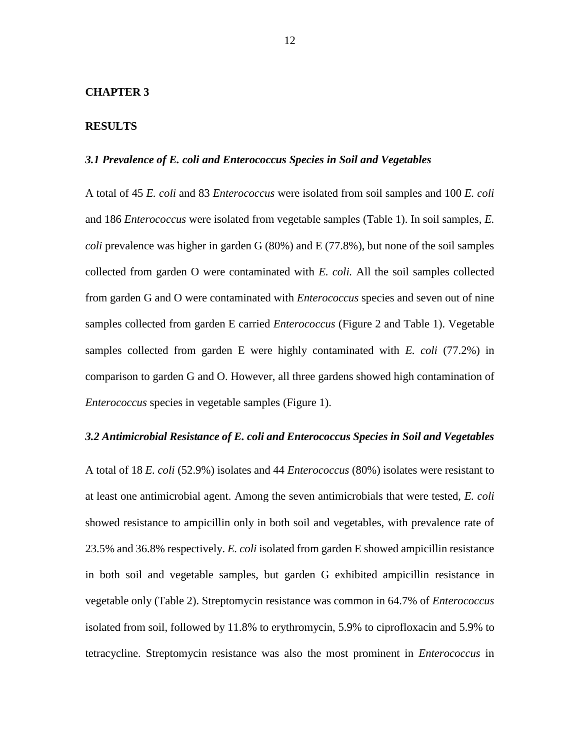# CHAPTER 3

# RESULTS

### *3.1 Prevalence of E. coli and Enterococcus Species in Soil and Vegetables*

A total of 45 *E. coli* and 83 *Enterococcus* were isolated from soil samples and 100 *E. coli* and 186 *Enterococcus* were isolated from vegetable samples (Table 1). In soil samples, *E. coli* prevalence was higher in garden G (80%) and E (77.8%), but none of the soil samples collected from garden O were contaminated with *E. coli.* All the soil samples collected from garden G and O were contaminated with *Enterococcus* species and seven out of nine samples collected from garden E carried *Enterococcus* (Figure 2 and Table 1). Vegetable samples collected from garden E were highly contaminated with *E. coli* (77.2%) in comparison to garden G and O. However, all three gardens showed high contamination of *Enterococcus* species in vegetable samples (Figure 1).

### *3.2 Antimicrobial Resistance of E. coli and Enterococcus Species in Soil and Vegetables*

A total of 18 *E. coli* (52.9%) isolates and 44 *Enterococcus* (80%) isolates were resistant to at least one antimicrobial agent. Among the seven antimicrobials that were tested, *E. coli* showed resistance to ampicillin only in both soil and vegetables, with prevalence rate of 23.5% and 36.8% respectively. *E. coli* isolated from garden E showed ampicillin resistance in both soil and vegetable samples, but garden G exhibited ampicillin resistance in vegetable only (Table 2). Streptomycin resistance was common in 64.7% of *Enterococcus* isolated from soil, followed by 11.8% to erythromycin, 5.9% to ciprofloxacin and 5.9% to tetracycline. Streptomycin resistance was also the most prominent in *Enterococcus* in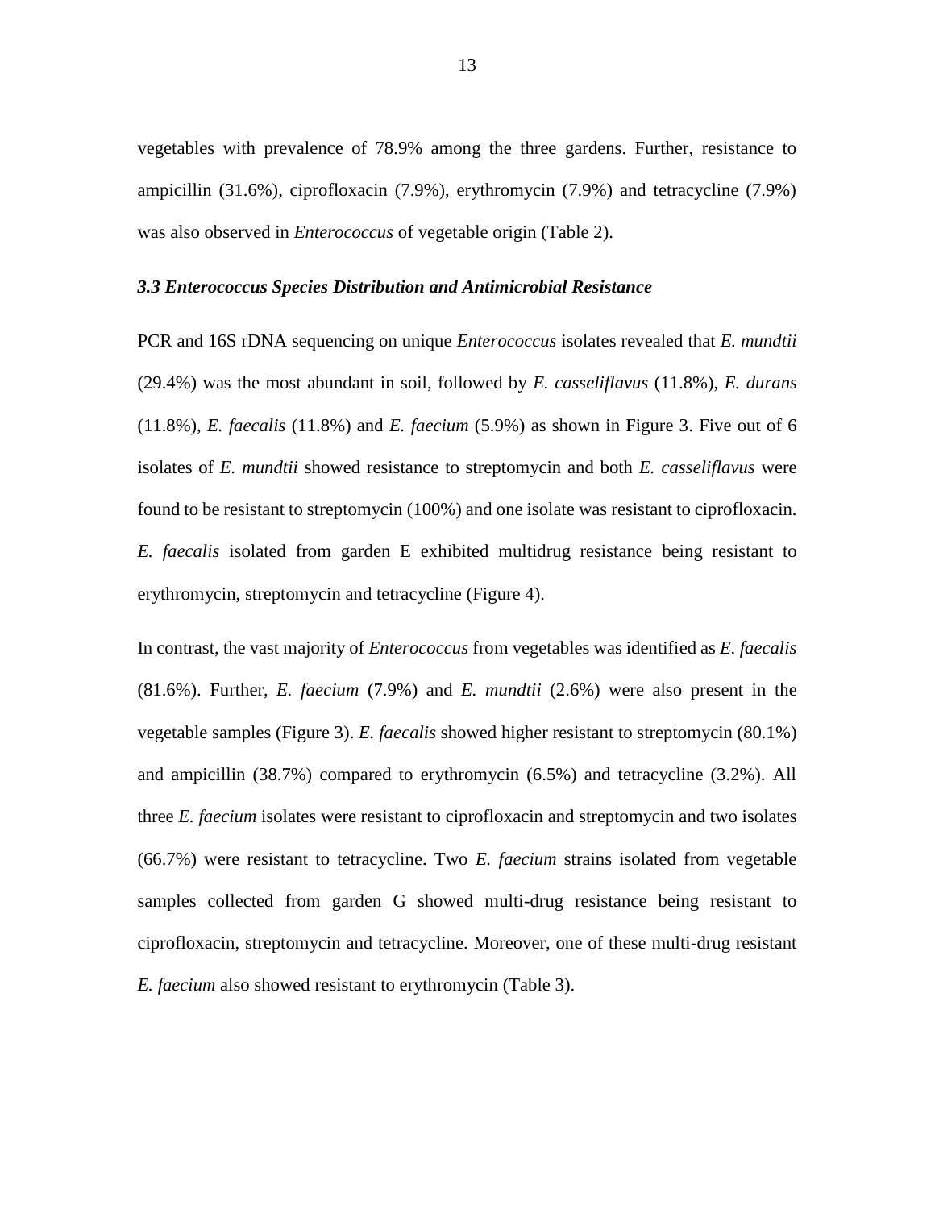vegetables with prevalence of 78.9% among the three gardens. Further, resistance to ampicillin (31.6%), ciprofloxacin (7.9%), erythromycin (7.9%) and tetracycline (7.9%) was also observed in *Enterococcus* of vegetable origin (Table 2).

### *3.3 Enterococcus Species Distribution and Antimicrobial Resistance*

PCR and 16S rDNA sequencing on unique *Enterococcus* isolates revealed that *E. mundtii* (29.4%) was the most abundant in soil, followed by *E. casseliflavus* (11.8%), *E. durans* (11.8%), *E. faecalis* (11.8%) and *E. faecium* (5.9%) as shown in Figure 3. Five out of 6 isolates of *E. mundtii* showed resistance to streptomycin and both *E. casseliflavus* were found to be resistant to streptomycin (100%) and one isolate was resistant to ciprofloxacin. *E. faecalis* isolated from garden E exhibited multidrug resistance being resistant to erythromycin, streptomycin and tetracycline (Figure 4).

In contrast, the vast majority of *Enterococcus* from vegetables was identified as *E. faecalis* (81.6%). Further, *E. faecium* (7.9%) and *E. mundtii* (2.6%) were also present in the vegetable samples (Figure 3). *E. faecalis* showed higher resistant to streptomycin (80.1%) and ampicillin (38.7%) compared to erythromycin (6.5%) and tetracycline (3.2%). All three *E. faecium* isolates were resistant to ciprofloxacin and streptomycin and two isolates (66.7%) were resistant to tetracycline. Two *E. faecium* strains isolated from vegetable samples collected from garden G showed multi-drug resistance being resistant to ciprofloxacin, streptomycin and tetracycline. Moreover, one of these multi-drug resistant *E. faecium* also showed resistant to erythromycin (Table 3).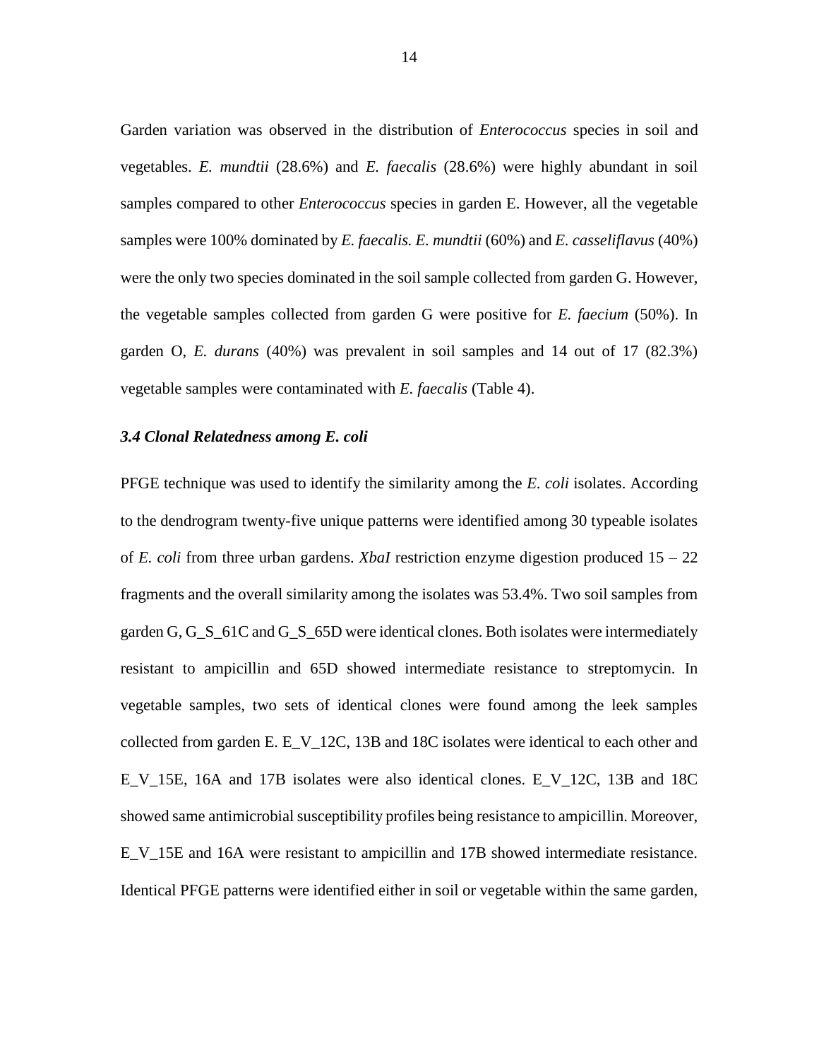Garden variation was observed in the distribution of *Enterococcus* species in soil and vegetables. *E. mundtii* (28.6%) and *E. faecalis* (28.6%) were highly abundant in soil samples compared to other *Enterococcus* species in garden E. However, all the vegetable samples were 100% dominated by *E. faecalis. E. mundtii* (60%) and *E. casseliflavus* (40%) were the only two species dominated in the soil sample collected from garden G. However, the vegetable samples collected from garden G were positive for *E. faecium* (50%). In garden O, *E. durans* (40%) was prevalent in soil samples and 14 out of 17 (82.3%) vegetable samples were contaminated with *E. faecalis* (Table 4).

### *3.4 Clonal Relatedness among E. coli*

PFGE technique was used to identify the similarity among the *E. coli* isolates. According to the dendrogram twenty-five unique patterns were identified among 30 typeable isolates of *E. coli* from three urban gardens. *XbaI* restriction enzyme digestion produced 15 – 22 fragments and the overall similarity among the isolates was 53.4%. Two soil samples from garden G, G_S_61C and G_S_65D were identical clones. Both isolates were intermediately resistant to ampicillin and 65D showed intermediate resistance to streptomycin. In vegetable samples, two sets of identical clones were found among the leek samples collected from garden E. E_V_12C, 13B and 18C isolates were identical to each other and E_V_15E, 16A and 17B isolates were also identical clones. E_V_12C, 13B and 18C showed same antimicrobial susceptibility profiles being resistance to ampicillin. Moreover, E_V_15E and 16A were resistant to ampicillin and 17B showed intermediate resistance. Identical PFGE patterns were identified either in soil or vegetable within the same garden,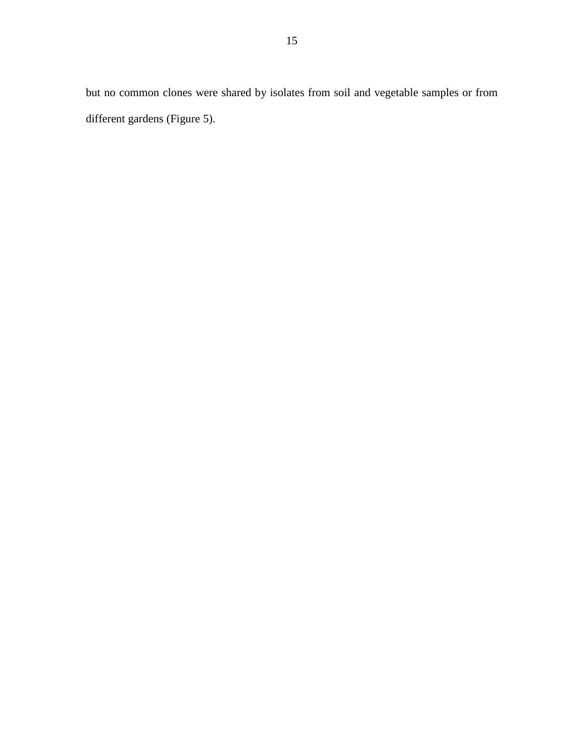but no common clones were shared by isolates from soil and vegetable samples or from different gardens (Figure 5).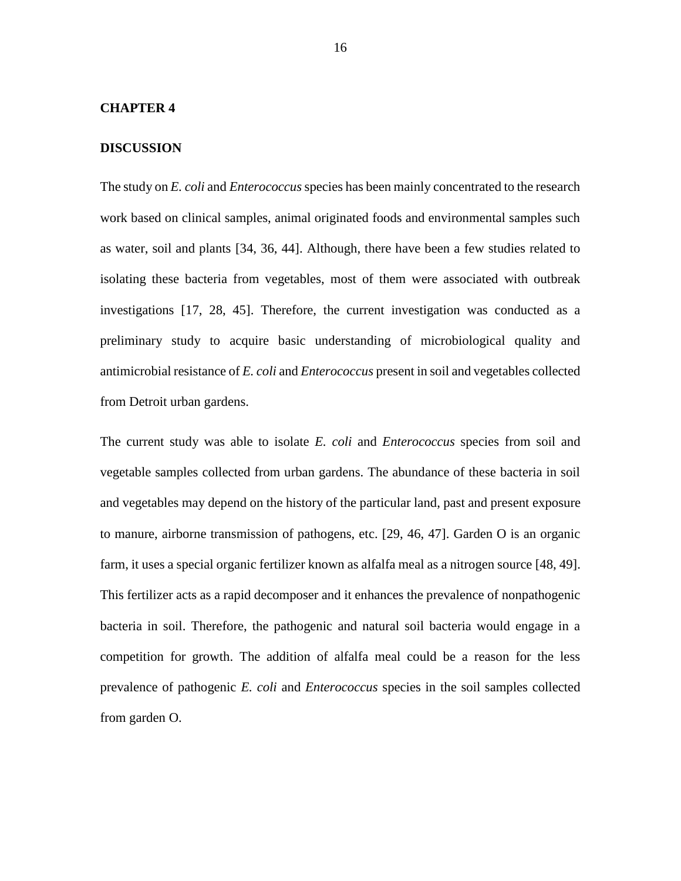# CHAPTER 4

## DISCUSSION

The study on *E. coli* and *Enterococcus* species has been mainly concentrated to the research work based on clinical samples, animal originated foods and environmental samples such as water, soil and plants [34, 36, 44]. Although, there have been a few studies related to isolating these bacteria from vegetables, most of them were associated with outbreak investigations [17, 28, 45]. Therefore, the current investigation was conducted as a preliminary study to acquire basic understanding of microbiological quality and antimicrobial resistance of *E. coli* and *Enterococcus* present in soil and vegetables collected from Detroit urban gardens.

The current study was able to isolate *E. coli* and *Enterococcus* species from soil and vegetable samples collected from urban gardens. The abundance of these bacteria in soil and vegetables may depend on the history of the particular land, past and present exposure to manure, airborne transmission of pathogens, etc. [29, 46, 47]. Garden O is an organic farm, it uses a special organic fertilizer known as alfalfa meal as a nitrogen source [48, 49]. This fertilizer acts as a rapid decomposer and it enhances the prevalence of nonpathogenic bacteria in soil. Therefore, the pathogenic and natural soil bacteria would engage in a competition for growth. The addition of alfalfa meal could be a reason for the less prevalence of pathogenic *E. coli* and *Enterococcus* species in the soil samples collected from garden O.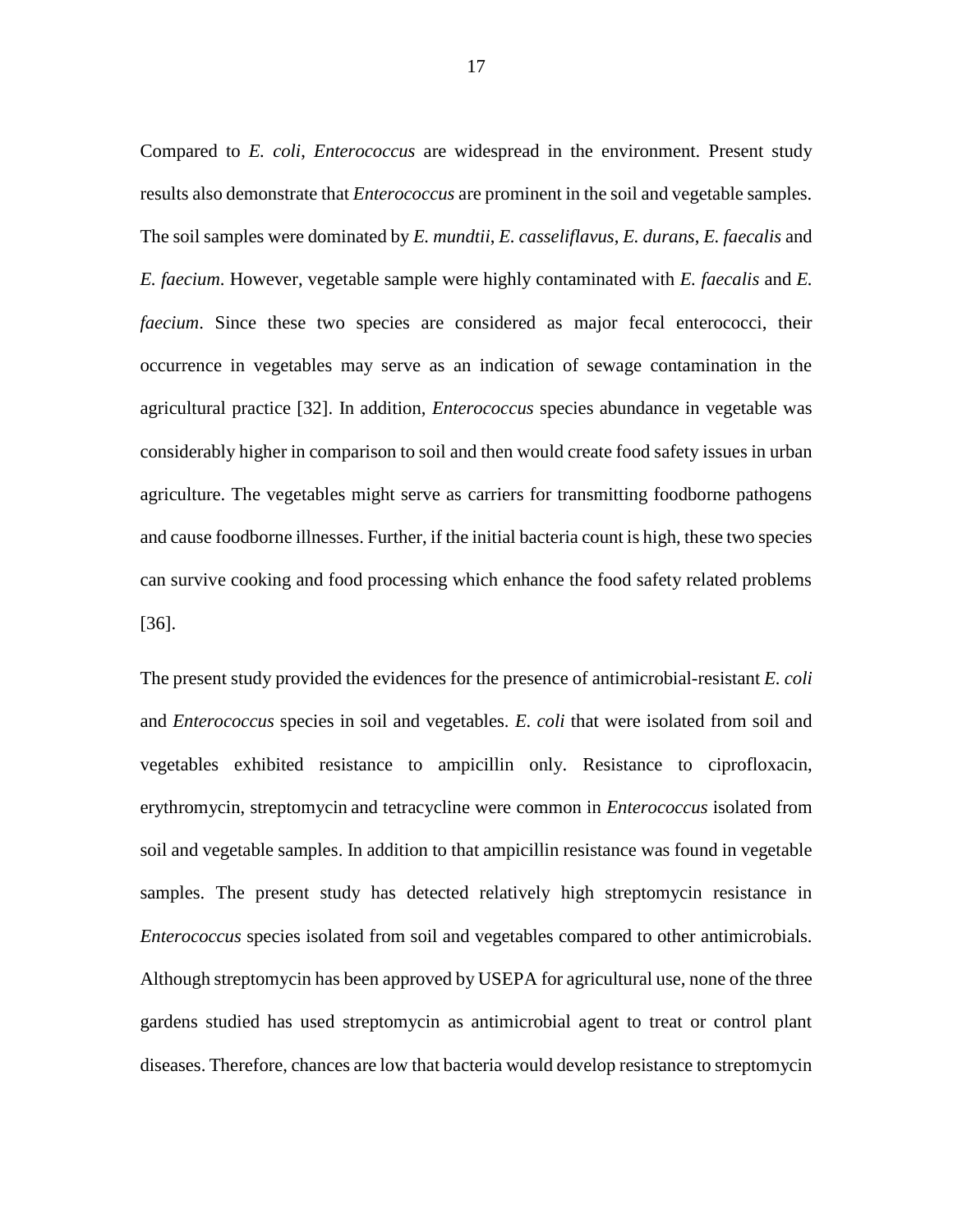Compared to *E. coli*, *Enterococcus* are widespread in the environment. Present study results also demonstrate that *Enterococcus* are prominent in the soil and vegetable samples. The soil samples were dominated by *E. mundtii*, *E. casseliflavus*, *E. durans*, *E. faecalis* and *E. faecium*. However, vegetable sample were highly contaminated with *E. faecalis* and *E. faecium*. Since these two species are considered as major fecal enterococci, their occurrence in vegetables may serve as an indication of sewage contamination in the agricultural practice [32]. In addition, *Enterococcus* species abundance in vegetable was considerably higher in comparison to soil and then would create food safety issues in urban agriculture. The vegetables might serve as carriers for transmitting foodborne pathogens and cause foodborne illnesses. Further, if the initial bacteria count is high, these two species can survive cooking and food processing which enhance the food safety related problems [36].

The present study provided the evidences for the presence of antimicrobial-resistant *E. coli* and *Enterococcus* species in soil and vegetables. *E. coli* that were isolated from soil and vegetables exhibited resistance to ampicillin only. Resistance to ciprofloxacin, erythromycin, streptomycin and tetracycline were common in *Enterococcus* isolated from soil and vegetable samples. In addition to that ampicillin resistance was found in vegetable samples. The present study has detected relatively high streptomycin resistance in *Enterococcus* species isolated from soil and vegetables compared to other antimicrobials. Although streptomycin has been approved by USEPA for agricultural use, none of the three gardens studied has used streptomycin as antimicrobial agent to treat or control plant diseases. Therefore, chances are low that bacteria would develop resistance to streptomycin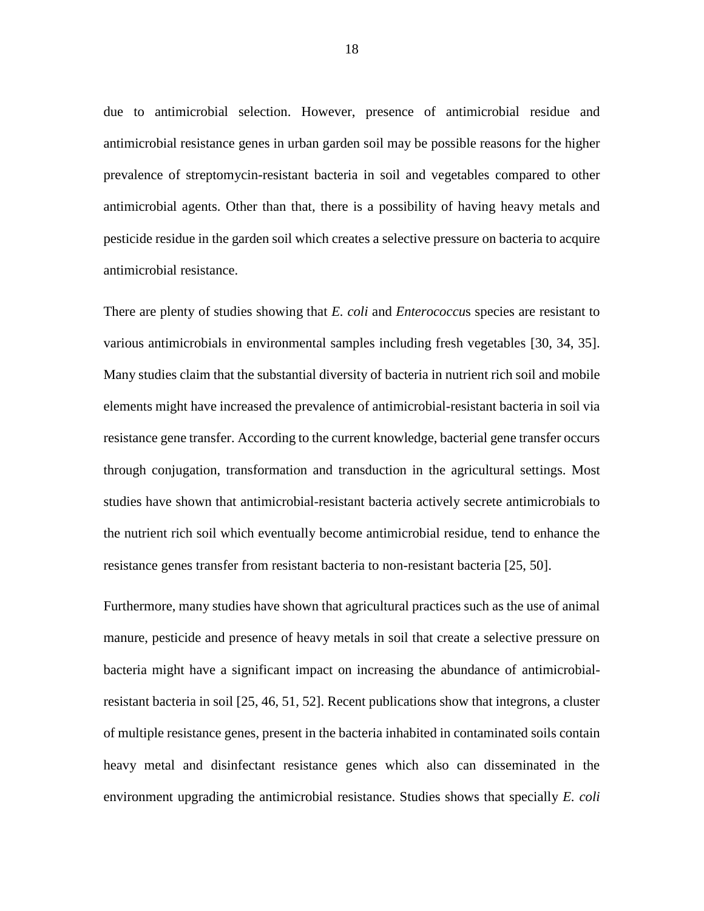due to antimicrobial selection. However, presence of antimicrobial residue and antimicrobial resistance genes in urban garden soil may be possible reasons for the higher prevalence of streptomycin-resistant bacteria in soil and vegetables compared to other antimicrobial agents. Other than that, there is a possibility of having heavy metals and pesticide residue in the garden soil which creates a selective pressure on bacteria to acquire antimicrobial resistance.

There are plenty of studies showing that *E. coli* and *Enterococcu*s species are resistant to various antimicrobials in environmental samples including fresh vegetables [30, 34, 35]. Many studies claim that the substantial diversity of bacteria in nutrient rich soil and mobile elements might have increased the prevalence of antimicrobial-resistant bacteria in soil via resistance gene transfer. According to the current knowledge, bacterial gene transfer occurs through conjugation, transformation and transduction in the agricultural settings. Most studies have shown that antimicrobial-resistant bacteria actively secrete antimicrobials to the nutrient rich soil which eventually become antimicrobial residue, tend to enhance the resistance genes transfer from resistant bacteria to non-resistant bacteria [25, 50].

Furthermore, many studies have shown that agricultural practices such as the use of animal manure, pesticide and presence of heavy metals in soil that create a selective pressure on bacteria might have a significant impact on increasing the abundance of antimicrobial-resistant bacteria in soil [25, 46, 51, 52]. Recent publications show that integrons, a cluster of multiple resistance genes, present in the bacteria inhabited in contaminated soils contain heavy metal and disinfectant resistance genes which also can disseminated in the environment upgrading the antimicrobial resistance. Studies shows that specially *E. coli*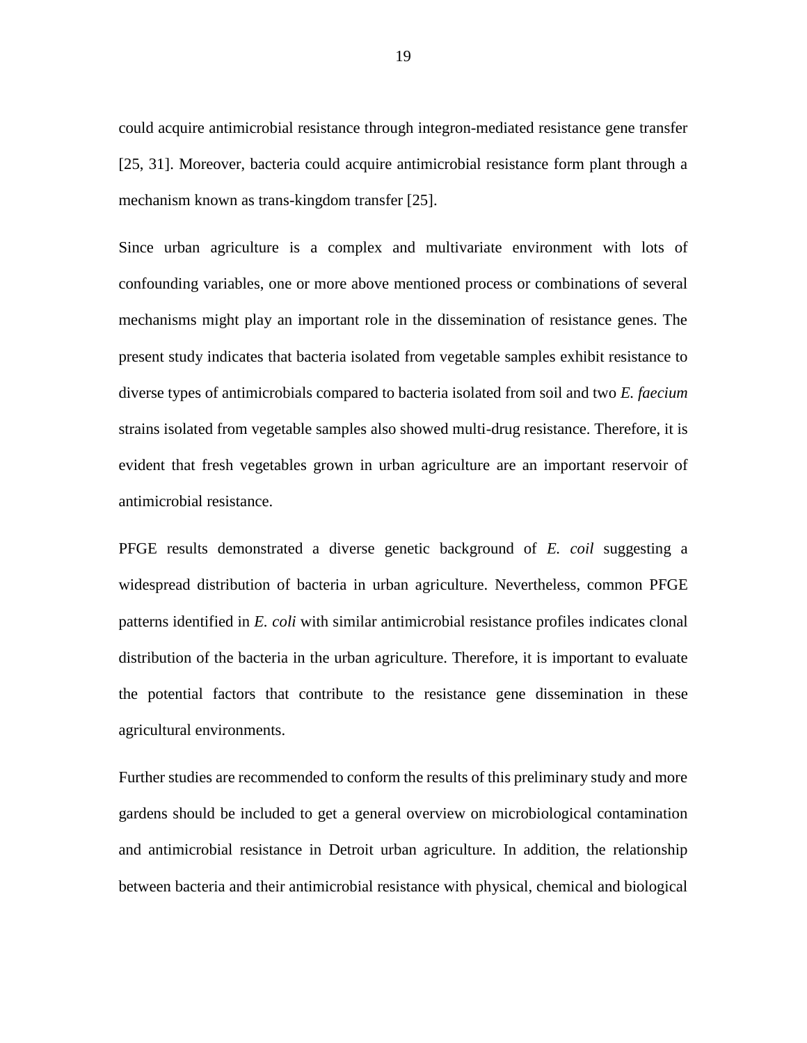could acquire antimicrobial resistance through integron-mediated resistance gene transfer [25, 31]. Moreover, bacteria could acquire antimicrobial resistance form plant through a mechanism known as trans-kingdom transfer [25].

Since urban agriculture is a complex and multivariate environment with lots of confounding variables, one or more above mentioned process or combinations of several mechanisms might play an important role in the dissemination of resistance genes. The present study indicates that bacteria isolated from vegetable samples exhibit resistance to diverse types of antimicrobials compared to bacteria isolated from soil and two *E. faecium* strains isolated from vegetable samples also showed multi-drug resistance. Therefore, it is evident that fresh vegetables grown in urban agriculture are an important reservoir of antimicrobial resistance.

PFGE results demonstrated a diverse genetic background of *E. coil* suggesting a widespread distribution of bacteria in urban agriculture. Nevertheless, common PFGE patterns identified in *E. coli* with similar antimicrobial resistance profiles indicates clonal distribution of the bacteria in the urban agriculture. Therefore, it is important to evaluate the potential factors that contribute to the resistance gene dissemination in these agricultural environments.

Further studies are recommended to conform the results of this preliminary study and more gardens should be included to get a general overview on microbiological contamination and antimicrobial resistance in Detroit urban agriculture. In addition, the relationship between bacteria and their antimicrobial resistance with physical, chemical and biological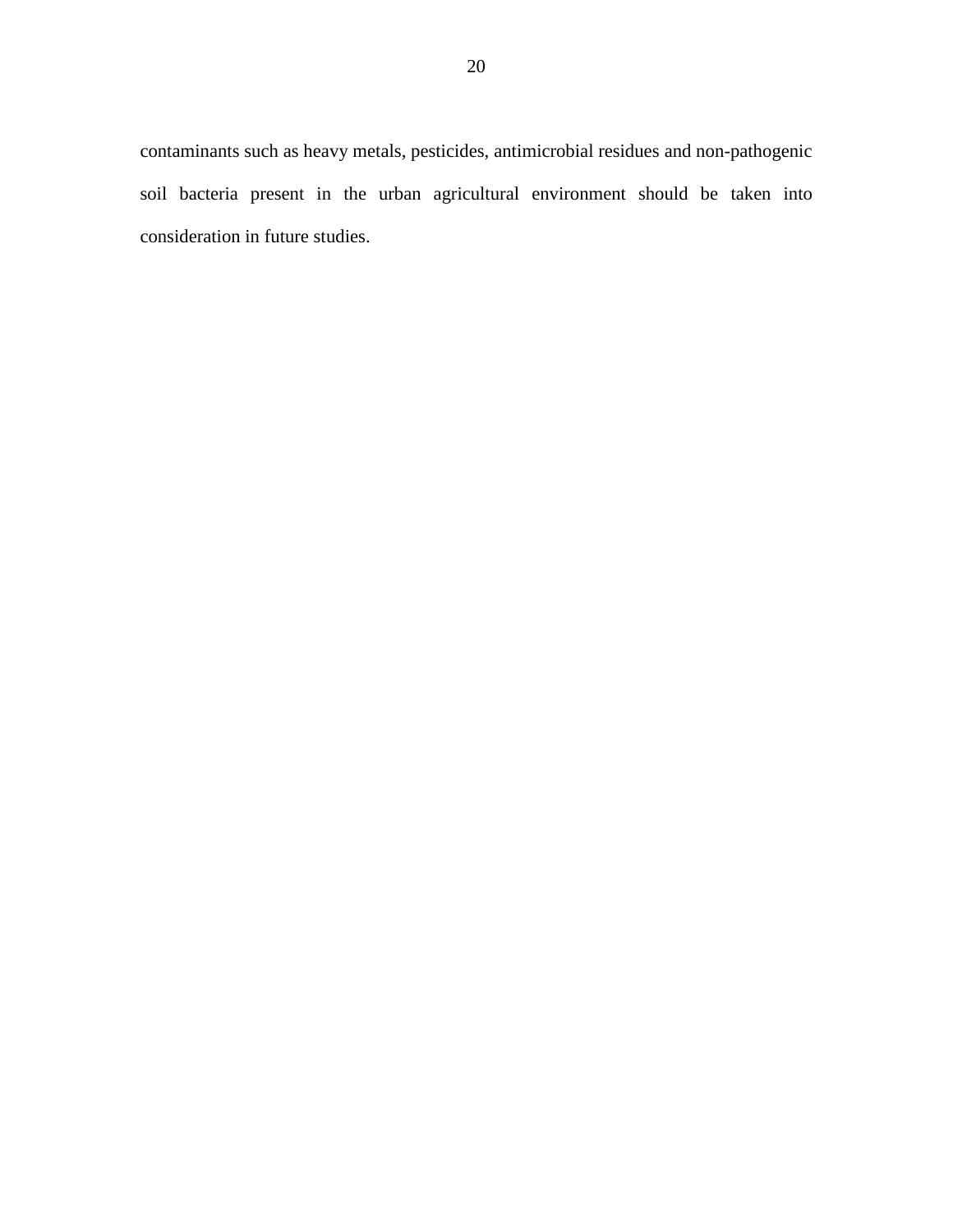contaminants such as heavy metals, pesticides, antimicrobial residues and non-pathogenic soil bacteria present in the urban agricultural environment should be taken into consideration in future studies.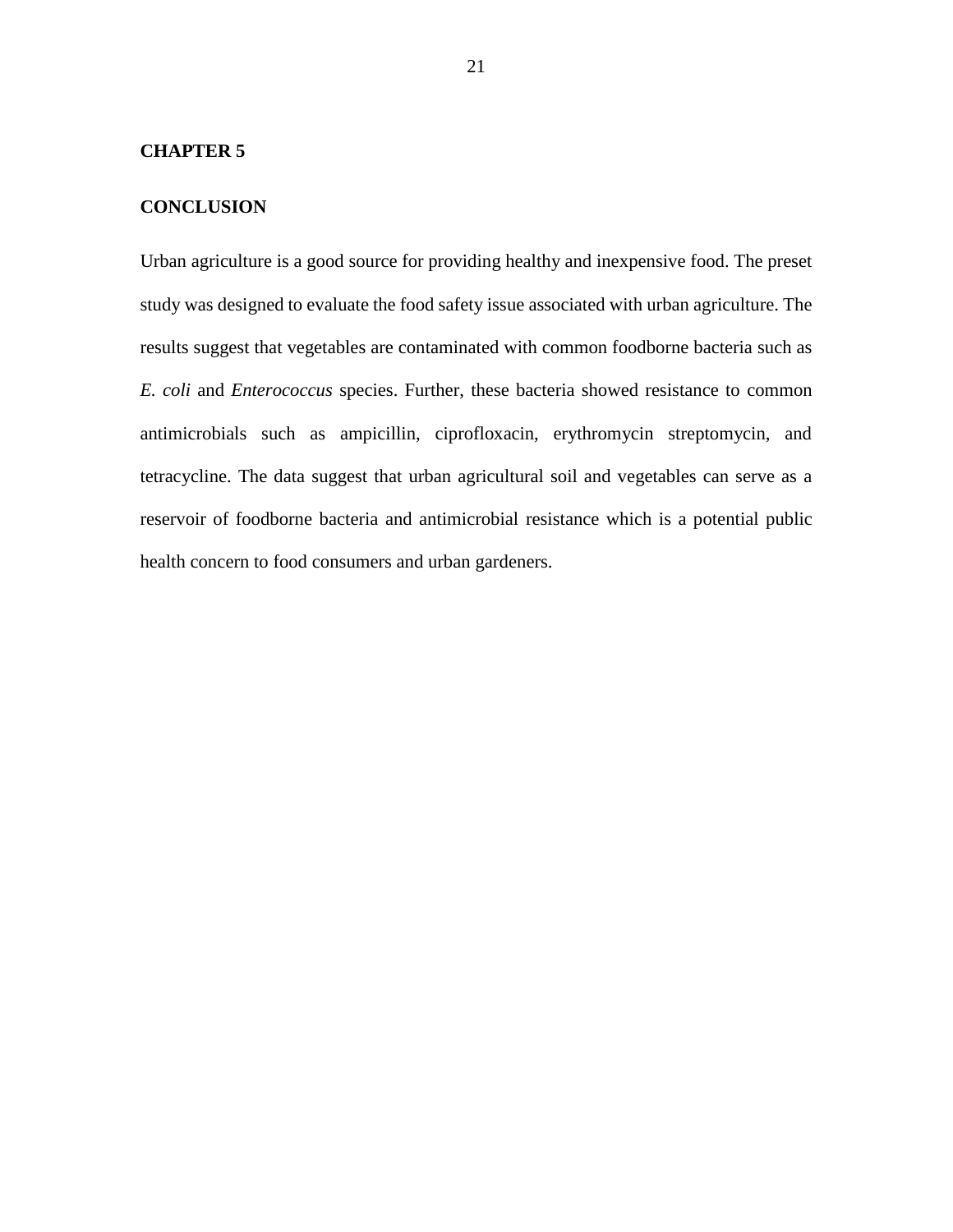# CHAPTER 5

## CONCLUSION

Urban agriculture is a good source for providing healthy and inexpensive food. The preset study was designed to evaluate the food safety issue associated with urban agriculture. The results suggest that vegetables are contaminated with common foodborne bacteria such as *E. coli* and *Enterococcus* species. Further, these bacteria showed resistance to common antimicrobials such as ampicillin, ciprofloxacin, erythromycin streptomycin, and tetracycline. The data suggest that urban agricultural soil and vegetables can serve as a reservoir of foodborne bacteria and antimicrobial resistance which is a potential public health concern to food consumers and urban gardeners.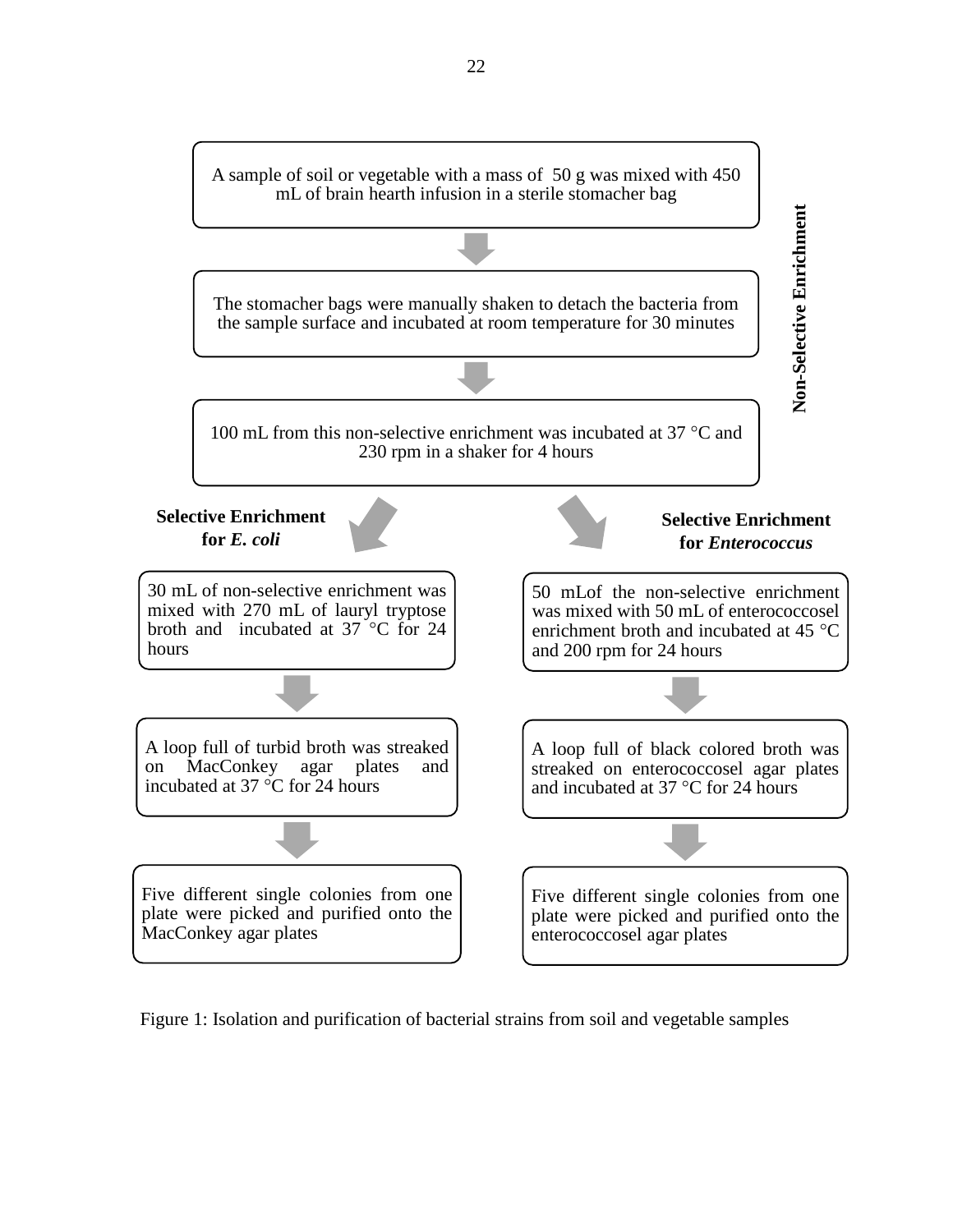**Non-Selective Enrichment**

A sample of soil or vegetable with a mass of 50 g was mixed with 450 mL of brain hearth infusion in a sterile stomacher bag

↓

The stomacher bags were manually shaken to detach the bacteria from the sample surface and incubated at room temperature for 30 minutes

↓

100 mL from this non-selective enrichment was incubated at 37 °C and 230 rpm in a shaker for 4 hours

**Selective Enrichment for *E. coli***

30 mL of non-selective enrichment was mixed with 270 mL of lauryl tryptose broth and incubated at 37 °C for 24 hours

↓

A loop full of turbid broth was streaked on MacConkey agar plates and incubated at 37 °C for 24 hours

↓

Five different single colonies from one plate were picked and purified onto the MacConkey agar plates

**Selective Enrichment for *Enterococcus***

50 mLof the non-selective enrichment was mixed with 50 mL of enterococcosel enrichment broth and incubated at 45 °C and 200 rpm for 24 hours

↓

A loop full of black colored broth was streaked on enterococcosel agar plates and incubated at 37 °C for 24 hours

↓

Five different single colonies from one plate were picked and purified onto the enterococcosel agar plates

Figure 1: Isolation and purification of bacterial strains from soil and vegetable samples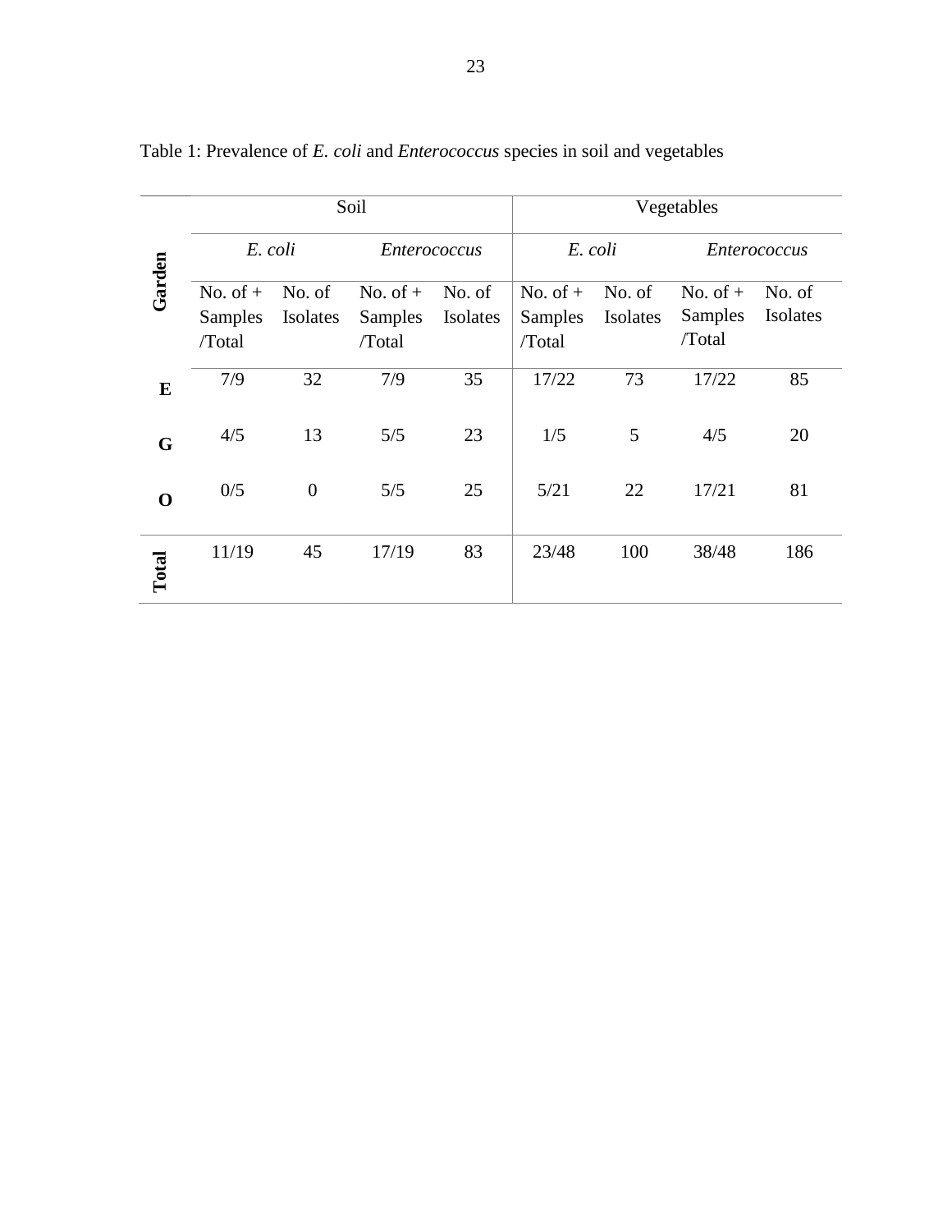Table 1: Prevalence of *E. coli* and *Enterococcus* species in soil and vegetables

| Garden | Soil | | | | Vegetables | | | |
|---|---|---|---|---|---|---|---|---|
| | *E. coli* | | *Enterococcus* | | *E. coli* | | *Enterococcus* | |
| | No. of + Samples /Total | No. of Isolates | No. of + Samples /Total | No. of Isolates | No. of + Samples /Total | No. of Isolates | No. of + Samples /Total | No. of Isolates |
| **E** | 7/9 | 32 | 7/9 | 35 | 17/22 | 73 | 17/22 | 85 |
| **G** | 4/5 | 13 | 5/5 | 23 | 1/5 | 5 | 4/5 | 20 |
| **O** | 0/5 | 0 | 5/5 | 25 | 5/21 | 22 | 17/21 | 81 |
| **Total** | 11/19 | 45 | 17/19 | 83 | 23/48 | 100 | 38/48 | 186 |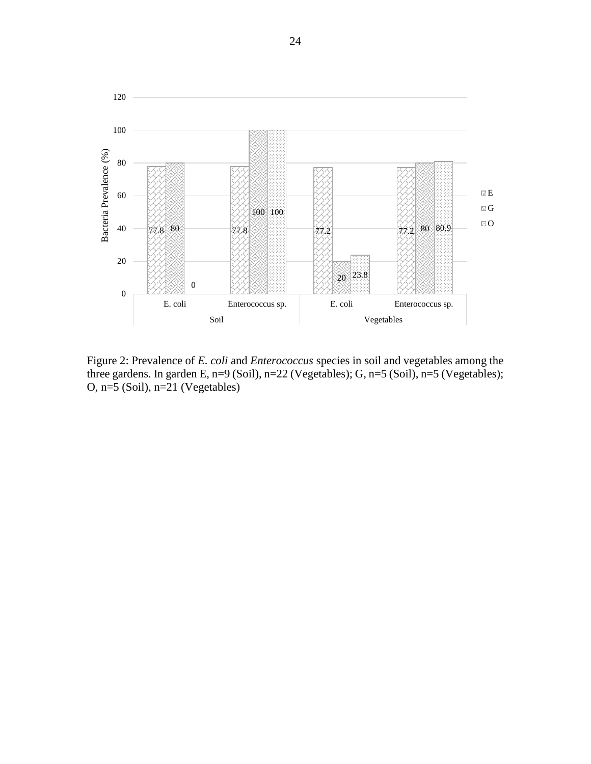| | Soil | | Vegetables | |
|---|---|---|---|---|
| | E. coli | Enterococcus sp. | E. coli | Enterococcus sp. |
| E | 77.8 | 77.8 | 77.2 | 77.2 |
| G | 80 | 100 | 20 | 80 |
| O | 0 | 100 | 23.8 | 80.9 |

Figure 2: Prevalence of *E. coli* and *Enterococcus* species in soil and vegetables among the three gardens. In garden E, n=9 (Soil), n=22 (Vegetables); G, n=5 (Soil), n=5 (Vegetables); O, n=5 (Soil), n=21 (Vegetables)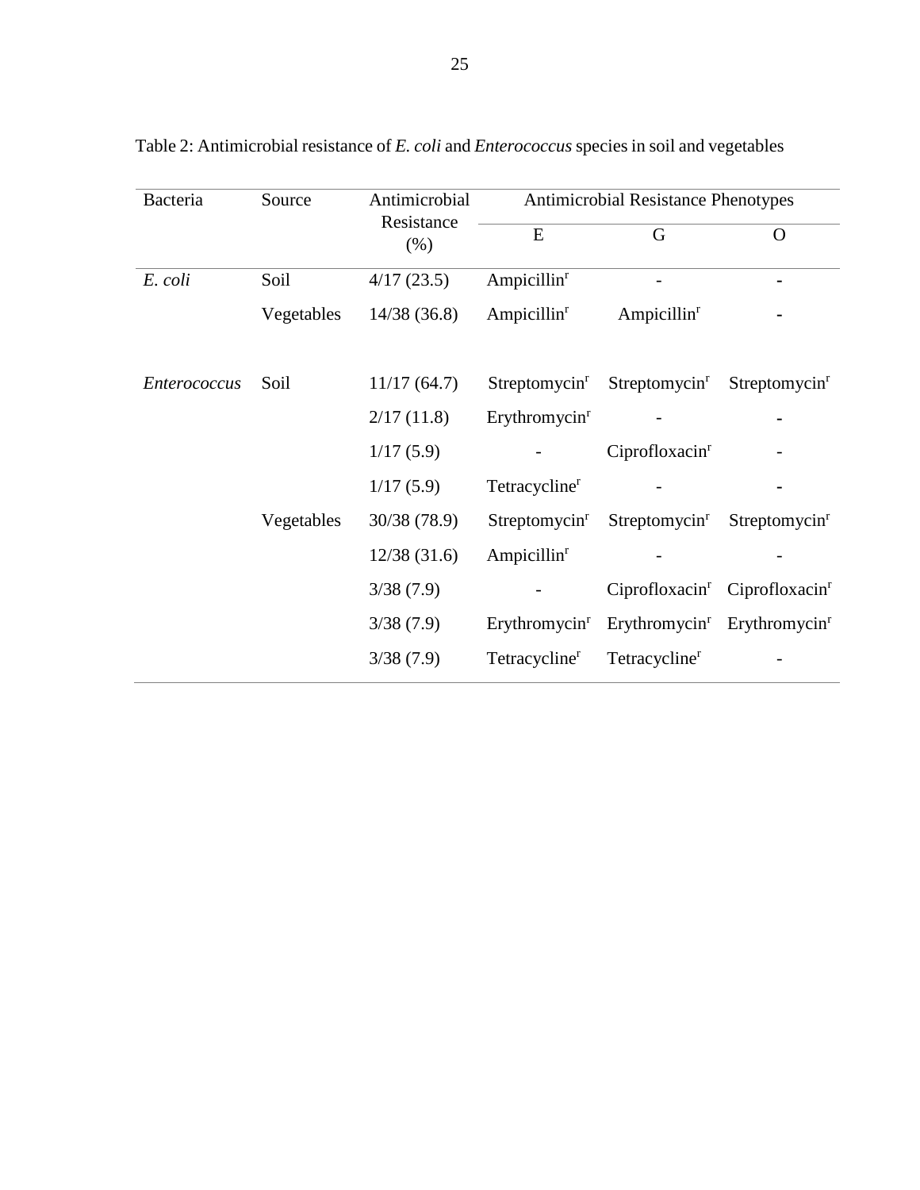Table 2: Antimicrobial resistance of *E. coli* and *Enterococcus* species in soil and vegetables

| Bacteria | Source | Antimicrobial Resistance (%) | Antimicrobial Resistance Phenotypes | | |
|---|---|---|---|---|---|
| | | | E | G | O |
| *E. coli* | Soil | 4/17 (23.5) | Ampicillin$^r$ | - | - |
| | Vegetables | 14/38 (36.8) | Ampicillin$^r$ | Ampicillin$^r$ | - |
| *Enterococcus* | Soil | 11/17 (64.7) | Streptomycin$^r$ | Streptomycin$^r$ | Streptomycin$^r$ |
| | | 2/17 (11.8) | Erythromycin$^r$ | - | - |
| | | 1/17 (5.9) | - | Ciprofloxacin$^r$ | - |
| | | 1/17 (5.9) | Tetracycline$^r$ | - | - |
| | Vegetables | 30/38 (78.9) | Streptomycin$^r$ | Streptomycin$^r$ | Streptomycin$^r$ |
| | | 12/38 (31.6) | Ampicillin$^r$ | - | - |
| | | 3/38 (7.9) | - | Ciprofloxacin$^r$ | Ciprofloxacin$^r$ |
| | | 3/38 (7.9) | Erythromycin$^r$ | Erythromycin$^r$ | Erythromycin$^r$ |
| | | 3/38 (7.9) | Tetracycline$^r$ | Tetracycline$^r$ | - |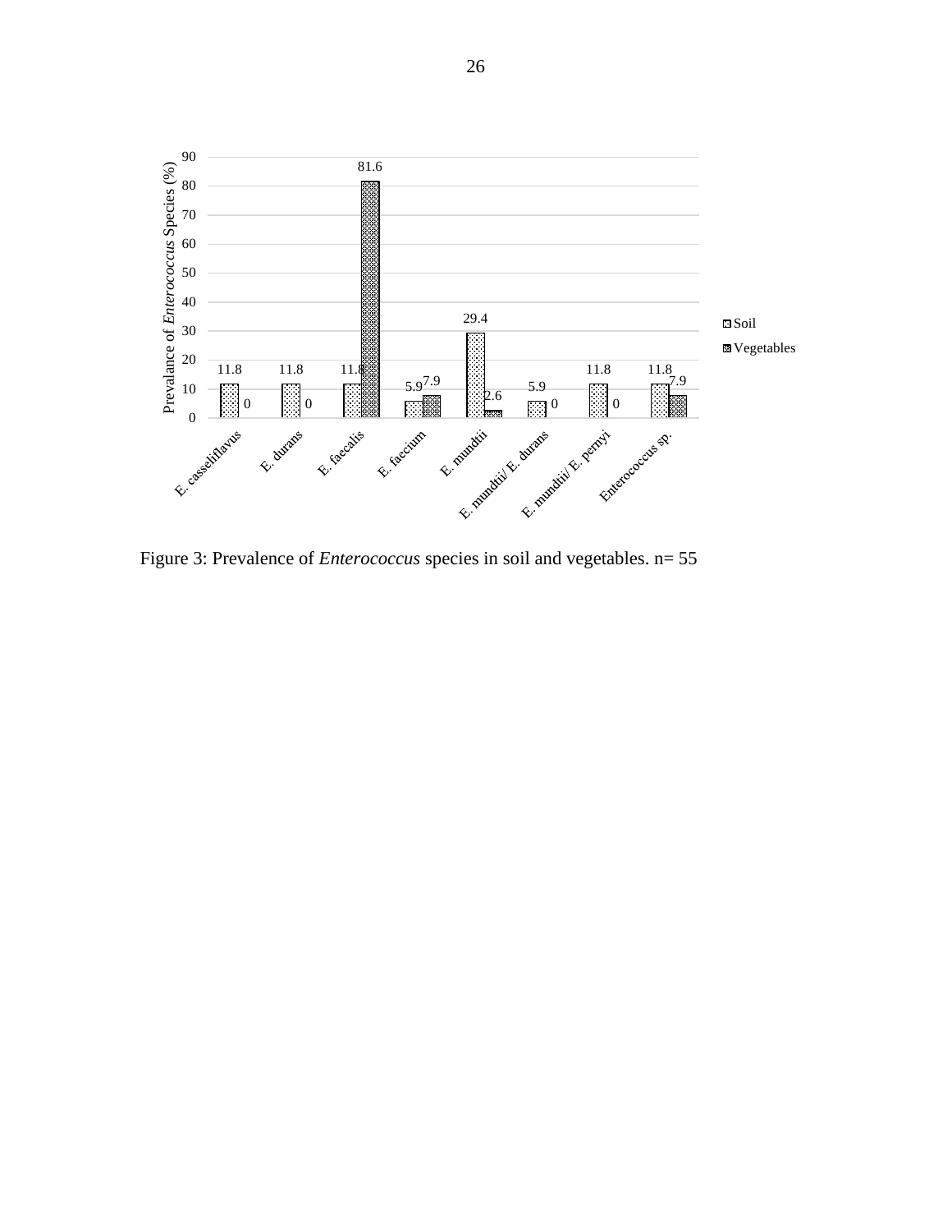Figure 3: Prevalence of *Enterococcus* species in soil and vegetables. n= 55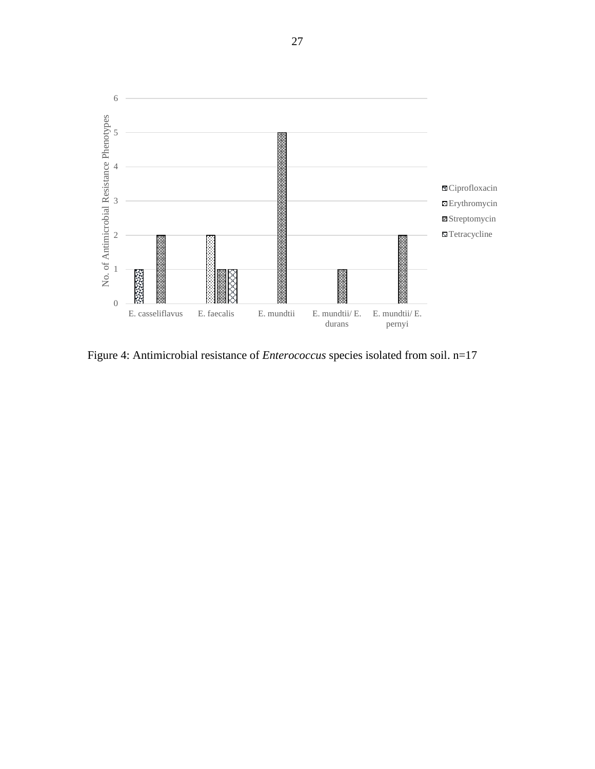Figure 4: Antimicrobial resistance of *Enterococcus* species isolated from soil. n=17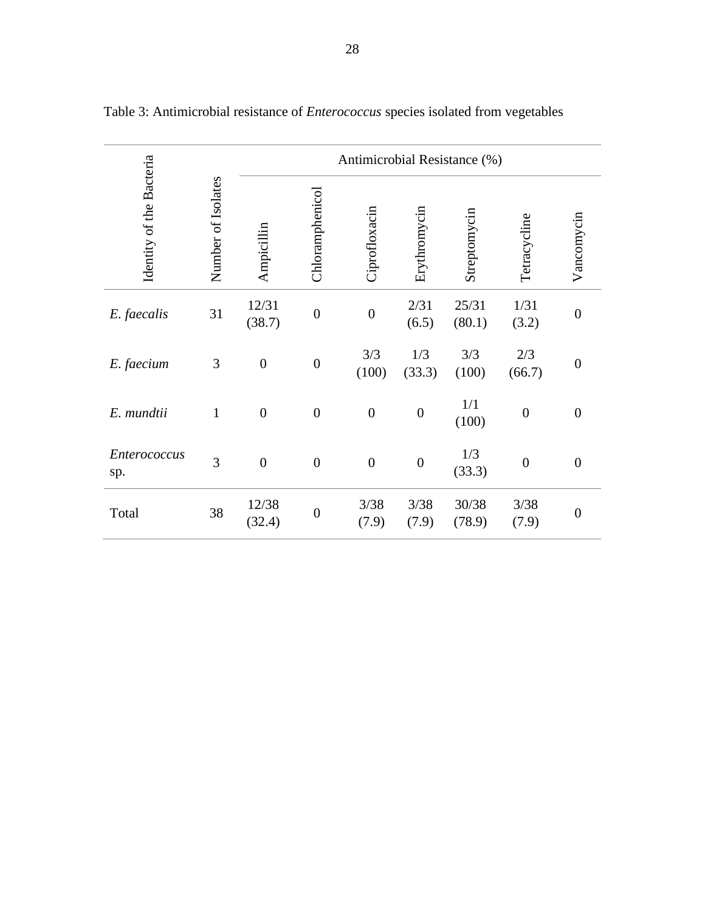Table 3: Antimicrobial resistance of *Enterococcus* species isolated from vegetables

| Identity of the Bacteria | Number of Isolates | Antimicrobial Resistance (%) | | | | | | |
|---|---|---|---|---|---|---|---|---|
| | | Ampicillin | Chloramphenicol | Ciprofloxacin | Erythromycin | Streptomycin | Tetracycline | Vancomycin |
| *E. faecalis* | 31 | 12/31 (38.7) | 0 | 0 | 2/31 (6.5) | 25/31 (80.1) | 1/31 (3.2) | 0 |
| *E. faecium* | 3 | 0 | 0 | 3/3 (100) | 1/3 (33.3) | 3/3 (100) | 2/3 (66.7) | 0 |
| *E. mundtii* | 1 | 0 | 0 | 0 | 0 | 1/1 (100) | 0 | 0 |
| *Enterococcus* sp. | 3 | 0 | 0 | 0 | 0 | 1/3 (33.3) | 0 | 0 |
| Total | 38 | 12/38 (32.4) | 0 | 3/38 (7.9) | 3/38 (7.9) | 30/38 (78.9) | 3/38 (7.9) | 0 |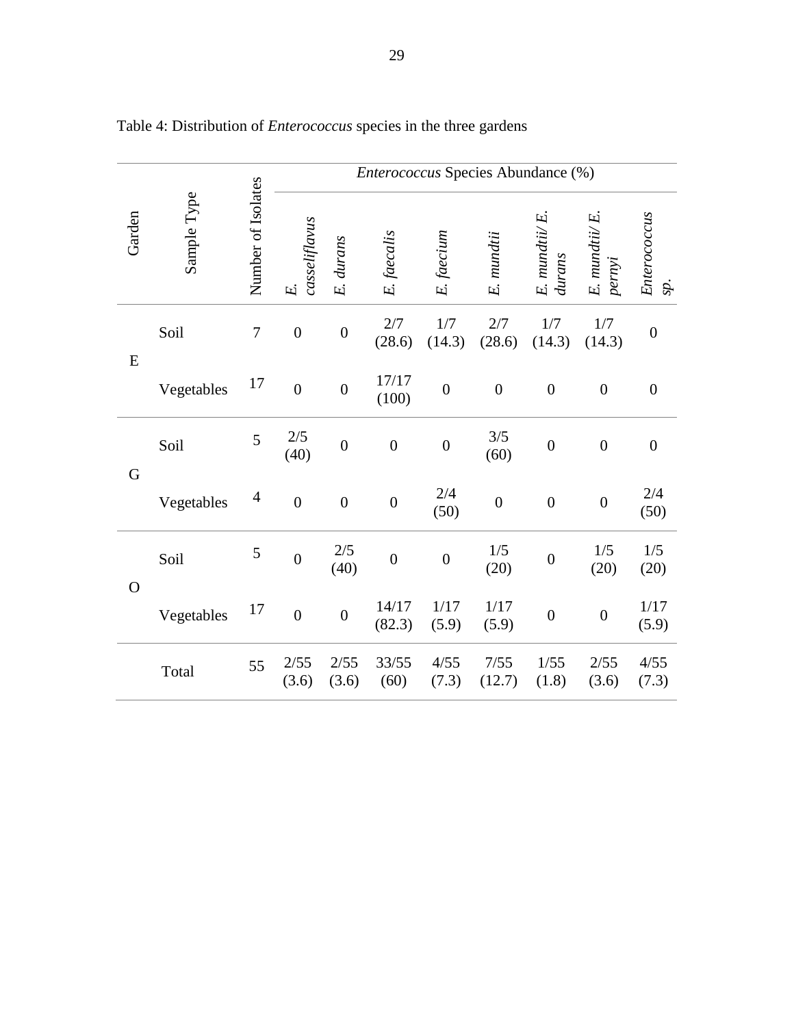Table 4: Distribution of *Enterococcus* species in the three gardens

| Garden | Sample Type | Number of Isolates | *Enterococcus* Species Abundance (%) | | | | | | | |
|---|---|---|---|---|---|---|---|---|---|---|
| | | | *E. casseliflavus* | *E. durans* | *E. faecalis* | *E. faecium* | *E. mundtii* | *E. mundtii/ E. durans* | *E. mundtii/ E. pernyi* | *Enterococcus sp.* |
| E | Soil | 7 | 0 | 0 | 2/7 (28.6) | 1/7 (14.3) | 2/7 (28.6) | 1/7 (14.3) | 1/7 (14.3) | 0 |
| | Vegetables | 17 | 0 | 0 | 17/17 (100) | 0 | 0 | 0 | 0 | 0 |
| G | Soil | 5 | 2/5 (40) | 0 | 0 | 0 | 3/5 (60) | 0 | 0 | 0 |
| | Vegetables | 4 | 0 | 0 | 0 | 2/4 (50) | 0 | 0 | 0 | 2/4 (50) |
| O | Soil | 5 | 0 | 2/5 (40) | 0 | 0 | 1/5 (20) | 0 | 1/5 (20) | 1/5 (20) |
| | Vegetables | 17 | 0 | 0 | 14/17 (82.3) | 1/17 (5.9) | 1/17 (5.9) | 0 | 0 | 1/17 (5.9) |
| | Total | 55 | 2/55 (3.6) | 2/55 (3.6) | 33/55 (60) | 4/55 (7.3) | 7/55 (12.7) | 1/55 (1.8) | 2/55 (3.6) | 4/55 (7.3) |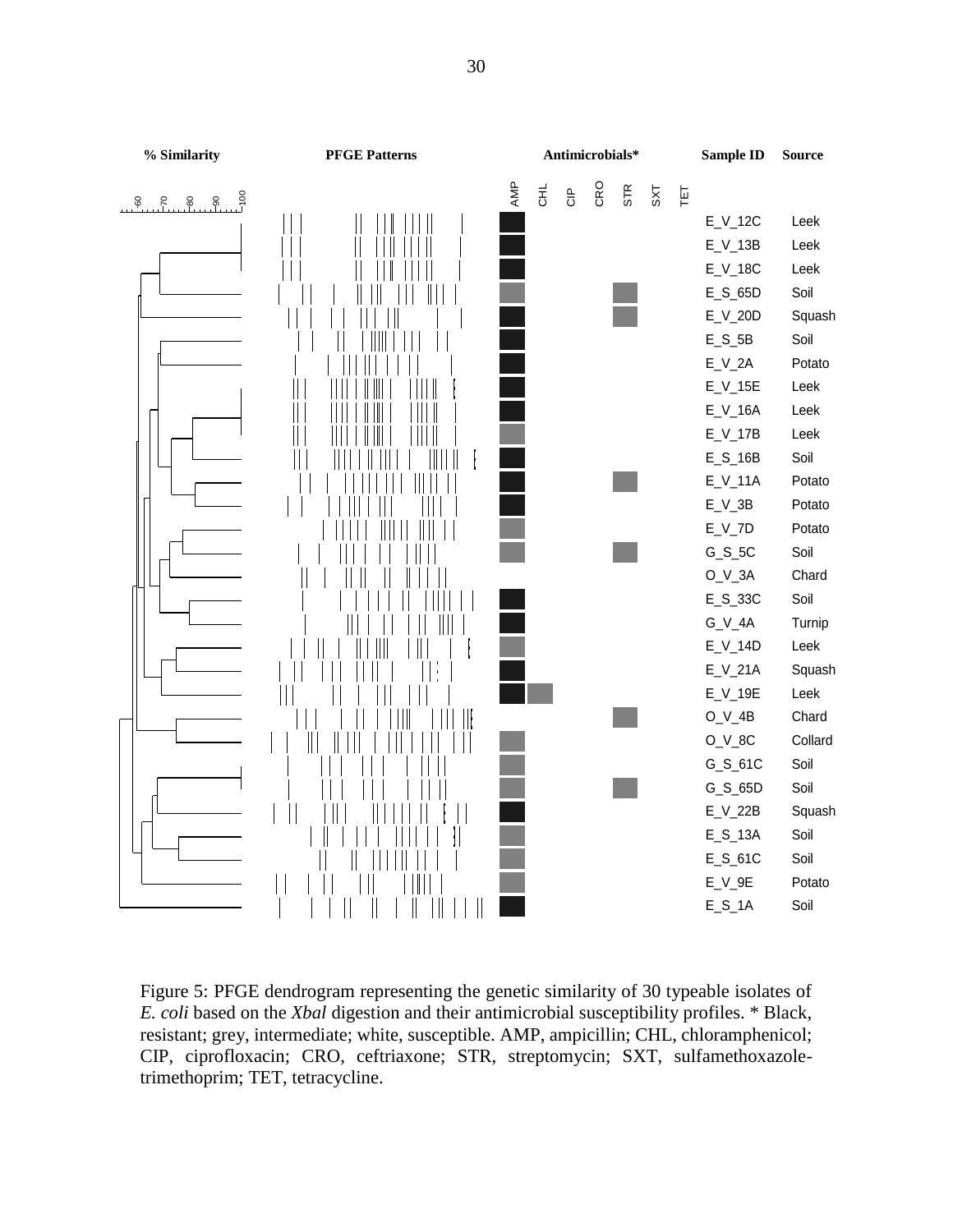| AMP | CHL | CIP | CRO | STR | SXT | TET | Sample ID | Source |
|---|---|---|---|---|---|---|---|---|
| R | | | | | | | E_V_12C | Leek |
| R | | | | | | | E_V_13B | Leek |
| R | | | | | | | E_V_18C | Leek |
| I | | | | I | | | E_S_65D | Soil |
| R | | | | I | | | E_V_20D | Squash |
| R | | | | | | | E_S_5B | Soil |
| R | | | | | | | E_V_2A | Potato |
| R | | | | | | | E_V_15E | Leek |
| R | | | | | | | E_V_16A | Leek |
| I | | | | | | | E_V_17B | Leek |
| R | | | | | | | E_S_16B | Soil |
| R | | | | I | | | E_V_11A | Potato |
| R | | | | | | | E_V_3B | Potato |
| I | | | | | | | E_V_7D | Potato |
| I | | | | I | | | G_S_5C | Soil |
| | | | | | | | O_V_3A | Chard |
| R | | | | | | | E_S_33C | Soil |
| R | | | | | | | G_V_4A | Turnip |
| I | | | | | | | E_V_14D | Leek |
| R | | | | | | | E_V_21A | Squash |
| R | I | | | | | | E_V_19E | Leek |
| | | | | I | | | O_V_4B | Chard |
| I | | | | | | | O_V_8C | Collard |
| I | | | | | | | G_S_61C | Soil |
| I | | | | I | | | G_S_65D | Soil |
| R | | | | | | | E_V_22B | Squash |
| I | | | | | | | E_S_13A | Soil |
| I | | | | | | | E_S_61C | Soil |
| I | | | | | | | E_V_9E | Potato |
| R | | | | | | | E_S_1A | Soil |

Figure 5: PFGE dendrogram representing the genetic similarity of 30 typeable isolates of *E. coli* based on the *XbaI* digestion and their antimicrobial susceptibility profiles. * Black, resistant; grey, intermediate; white, susceptible. AMP, ampicillin; CHL, chloramphenicol; CIP, ciprofloxacin; CRO, ceftriaxone; STR, streptomycin; SXT, sulfamethoxazole-trimethoprim; TET, tetracycline.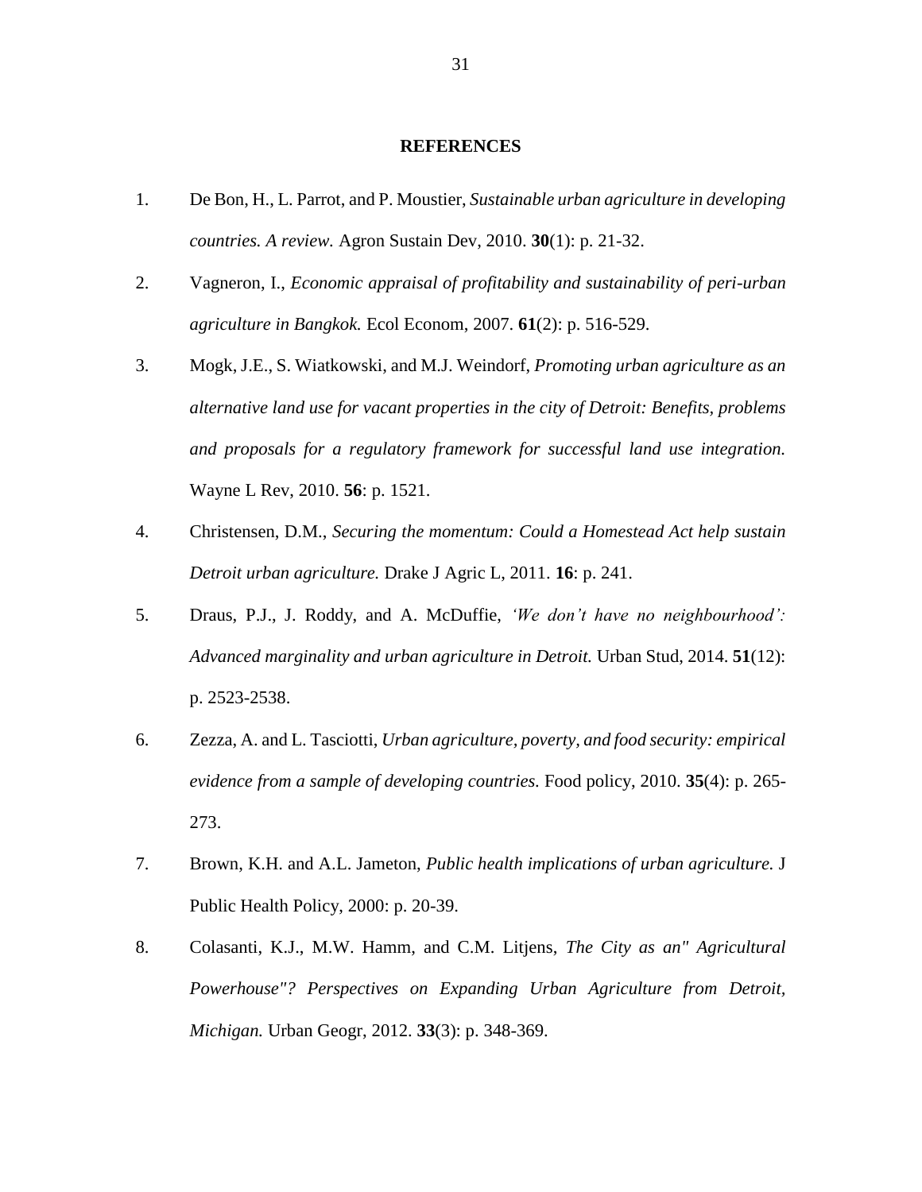## REFERENCES

1. De Bon, H., L. Parrot, and P. Moustier, *Sustainable urban agriculture in developing countries. A review.* Agron Sustain Dev, 2010. **30**(1): p. 21-32.
2. Vagneron, I., *Economic appraisal of profitability and sustainability of peri-urban agriculture in Bangkok.* Ecol Econom, 2007. **61**(2): p. 516-529.
3. Mogk, J.E., S. Wiatkowski, and M.J. Weindorf, *Promoting urban agriculture as an alternative land use for vacant properties in the city of Detroit: Benefits, problems and proposals for a regulatory framework for successful land use integration.* Wayne L Rev, 2010. **56**: p. 1521.
4. Christensen, D.M., *Securing the momentum: Could a Homestead Act help sustain Detroit urban agriculture.* Drake J Agric L, 2011. **16**: p. 241.
5. Draus, P.J., J. Roddy, and A. McDuffie, *'We don't have no neighbourhood': Advanced marginality and urban agriculture in Detroit.* Urban Stud, 2014. **51**(12): p. 2523-2538.
6. Zezza, A. and L. Tasciotti, *Urban agriculture, poverty, and food security: empirical evidence from a sample of developing countries.* Food policy, 2010. **35**(4): p. 265-273.
7. Brown, K.H. and A.L. Jameton, *Public health implications of urban agriculture.* J Public Health Policy, 2000: p. 20-39.
8. Colasanti, K.J., M.W. Hamm, and C.M. Litjens, *The City as an" Agricultural Powerhouse"? Perspectives on Expanding Urban Agriculture from Detroit, Michigan.* Urban Geogr, 2012. **33**(3): p. 348-369.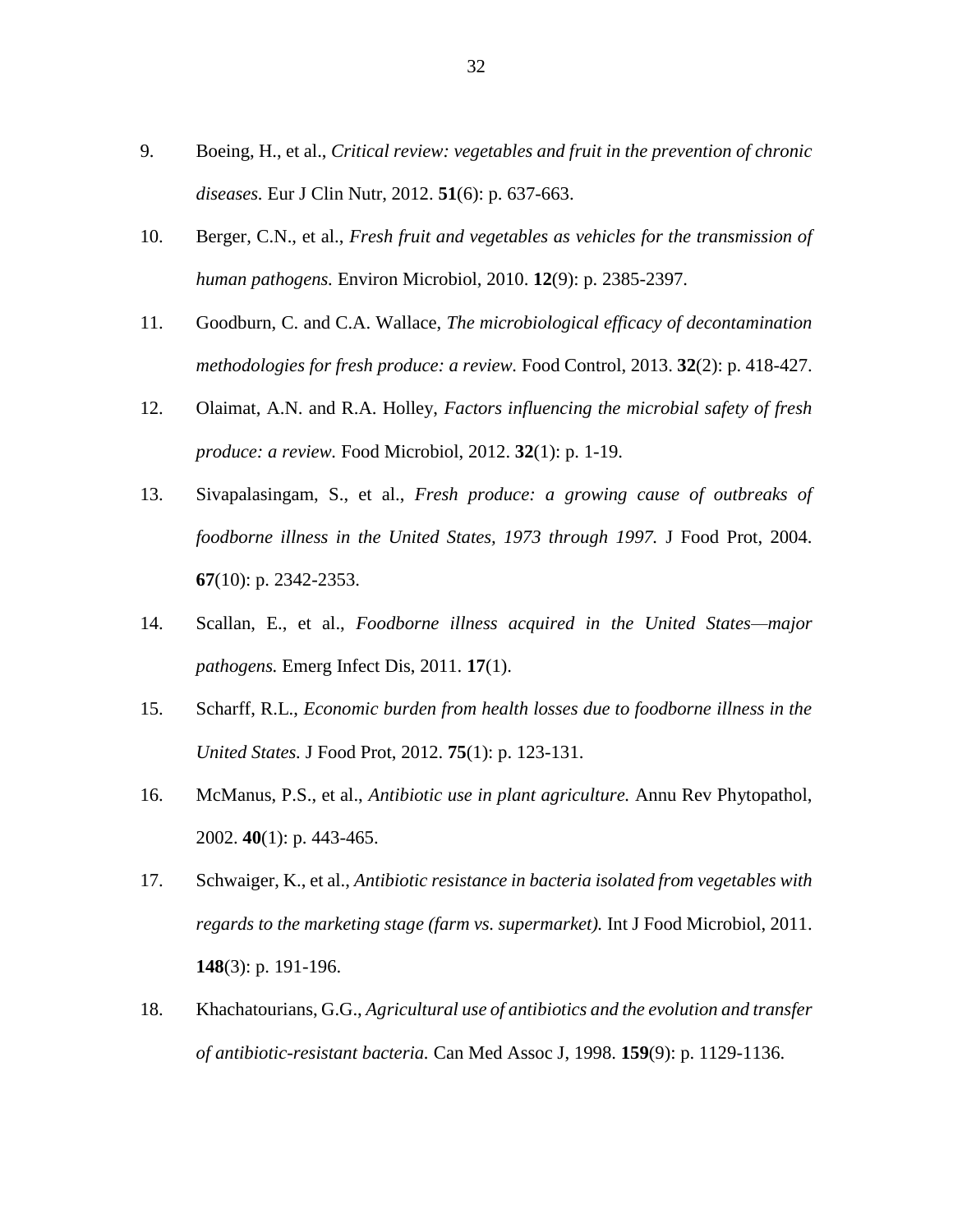9. Boeing, H., et al., *Critical review: vegetables and fruit in the prevention of chronic diseases.* Eur J Clin Nutr, 2012. **51**(6): p. 637-663.

10. Berger, C.N., et al., *Fresh fruit and vegetables as vehicles for the transmission of human pathogens.* Environ Microbiol, 2010. **12**(9): p. 2385-2397.

11. Goodburn, C. and C.A. Wallace, *The microbiological efficacy of decontamination methodologies for fresh produce: a review.* Food Control, 2013. **32**(2): p. 418-427.

12. Olaimat, A.N. and R.A. Holley, *Factors influencing the microbial safety of fresh produce: a review.* Food Microbiol, 2012. **32**(1): p. 1-19.

13. Sivapalasingam, S., et al., *Fresh produce: a growing cause of outbreaks of foodborne illness in the United States, 1973 through 1997.* J Food Prot, 2004. **67**(10): p. 2342-2353.

14. Scallan, E., et al., *Foodborne illness acquired in the United States—major pathogens.* Emerg Infect Dis, 2011. **17**(1).

15. Scharff, R.L., *Economic burden from health losses due to foodborne illness in the United States.* J Food Prot, 2012. **75**(1): p. 123-131.

16. McManus, P.S., et al., *Antibiotic use in plant agriculture.* Annu Rev Phytopathol, 2002. **40**(1): p. 443-465.

17. Schwaiger, K., et al., *Antibiotic resistance in bacteria isolated from vegetables with regards to the marketing stage (farm vs. supermarket).* Int J Food Microbiol, 2011. **148**(3): p. 191-196.

18. Khachatourians, G.G., *Agricultural use of antibiotics and the evolution and transfer of antibiotic-resistant bacteria.* Can Med Assoc J, 1998. **159**(9): p. 1129-1136.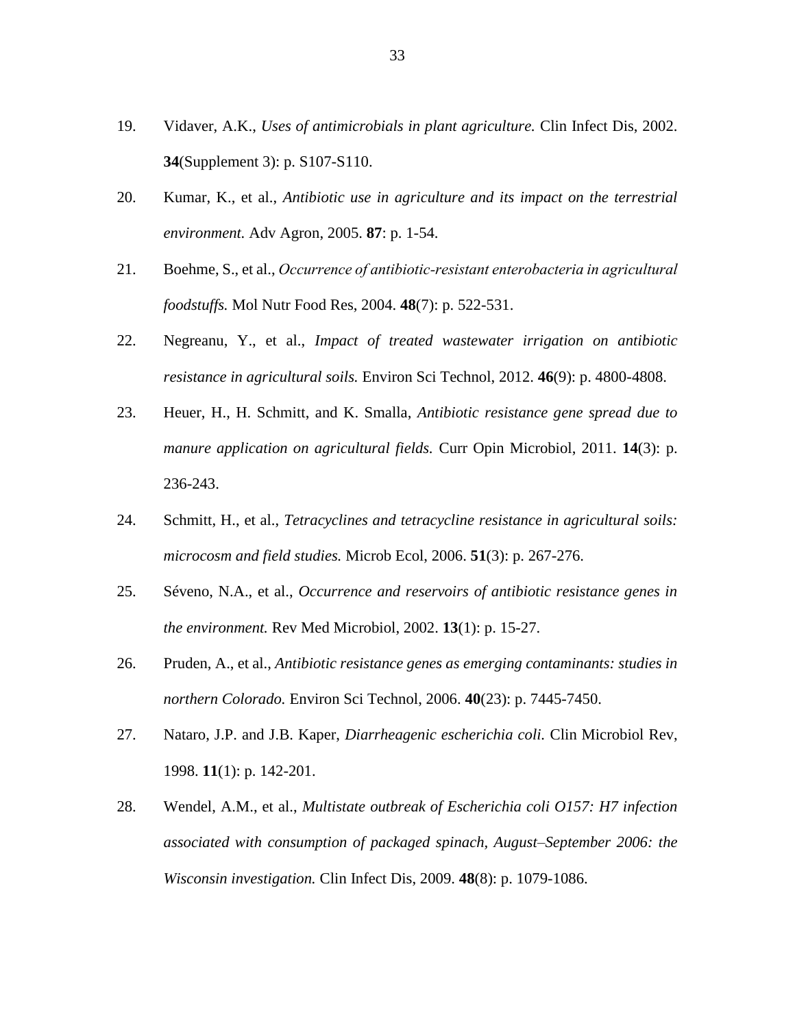19. Vidaver, A.K., *Uses of antimicrobials in plant agriculture.* Clin Infect Dis, 2002. **34**(Supplement 3): p. S107-S110.

20. Kumar, K., et al., *Antibiotic use in agriculture and its impact on the terrestrial environment.* Adv Agron, 2005. **87**: p. 1-54.

21. Boehme, S., et al., *Occurrence of antibiotic-resistant enterobacteria in agricultural foodstuffs.* Mol Nutr Food Res, 2004. **48**(7): p. 522-531.

22. Negreanu, Y., et al., *Impact of treated wastewater irrigation on antibiotic resistance in agricultural soils.* Environ Sci Technol, 2012. **46**(9): p. 4800-4808.

23. Heuer, H., H. Schmitt, and K. Smalla, *Antibiotic resistance gene spread due to manure application on agricultural fields.* Curr Opin Microbiol, 2011. **14**(3): p. 236-243.

24. Schmitt, H., et al., *Tetracyclines and tetracycline resistance in agricultural soils: microcosm and field studies.* Microb Ecol, 2006. **51**(3): p. 267-276.

25. Séveno, N.A., et al., *Occurrence and reservoirs of antibiotic resistance genes in the environment.* Rev Med Microbiol, 2002. **13**(1): p. 15-27.

26. Pruden, A., et al., *Antibiotic resistance genes as emerging contaminants: studies in northern Colorado.* Environ Sci Technol, 2006. **40**(23): p. 7445-7450.

27. Nataro, J.P. and J.B. Kaper, *Diarrheagenic escherichia coli.* Clin Microbiol Rev, 1998. **11**(1): p. 142-201.

28. Wendel, A.M., et al., *Multistate outbreak of Escherichia coli O157: H7 infection associated with consumption of packaged spinach, August–September 2006: the Wisconsin investigation.* Clin Infect Dis, 2009. **48**(8): p. 1079-1086.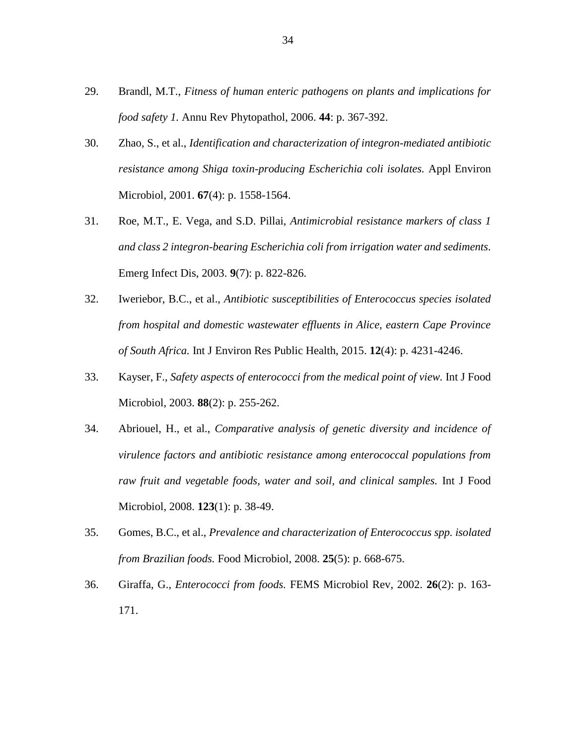29. Brandl, M.T., *Fitness of human enteric pathogens on plants and implications for food safety 1.* Annu Rev Phytopathol, 2006. **44**: p. 367-392.

30. Zhao, S., et al., *Identification and characterization of integron-mediated antibiotic resistance among Shiga toxin-producing Escherichia coli isolates.* Appl Environ Microbiol, 2001. **67**(4): p. 1558-1564.

31. Roe, M.T., E. Vega, and S.D. Pillai, *Antimicrobial resistance markers of class 1 and class 2 integron-bearing Escherichia coli from irrigation water and sediments.* Emerg Infect Dis, 2003. **9**(7): p. 822-826.

32. Iweriebor, B.C., et al., *Antibiotic susceptibilities of Enterococcus species isolated from hospital and domestic wastewater effluents in Alice, eastern Cape Province of South Africa.* Int J Environ Res Public Health, 2015. **12**(4): p. 4231-4246.

33. Kayser, F., *Safety aspects of enterococci from the medical point of view.* Int J Food Microbiol, 2003. **88**(2): p. 255-262.

34. Abriouel, H., et al., *Comparative analysis of genetic diversity and incidence of virulence factors and antibiotic resistance among enterococcal populations from raw fruit and vegetable foods, water and soil, and clinical samples.* Int J Food Microbiol, 2008. **123**(1): p. 38-49.

35. Gomes, B.C., et al., *Prevalence and characterization of Enterococcus spp. isolated from Brazilian foods.* Food Microbiol, 2008. **25**(5): p. 668-675.

36. Giraffa, G., *Enterococci from foods.* FEMS Microbiol Rev, 2002. **26**(2): p. 163-171.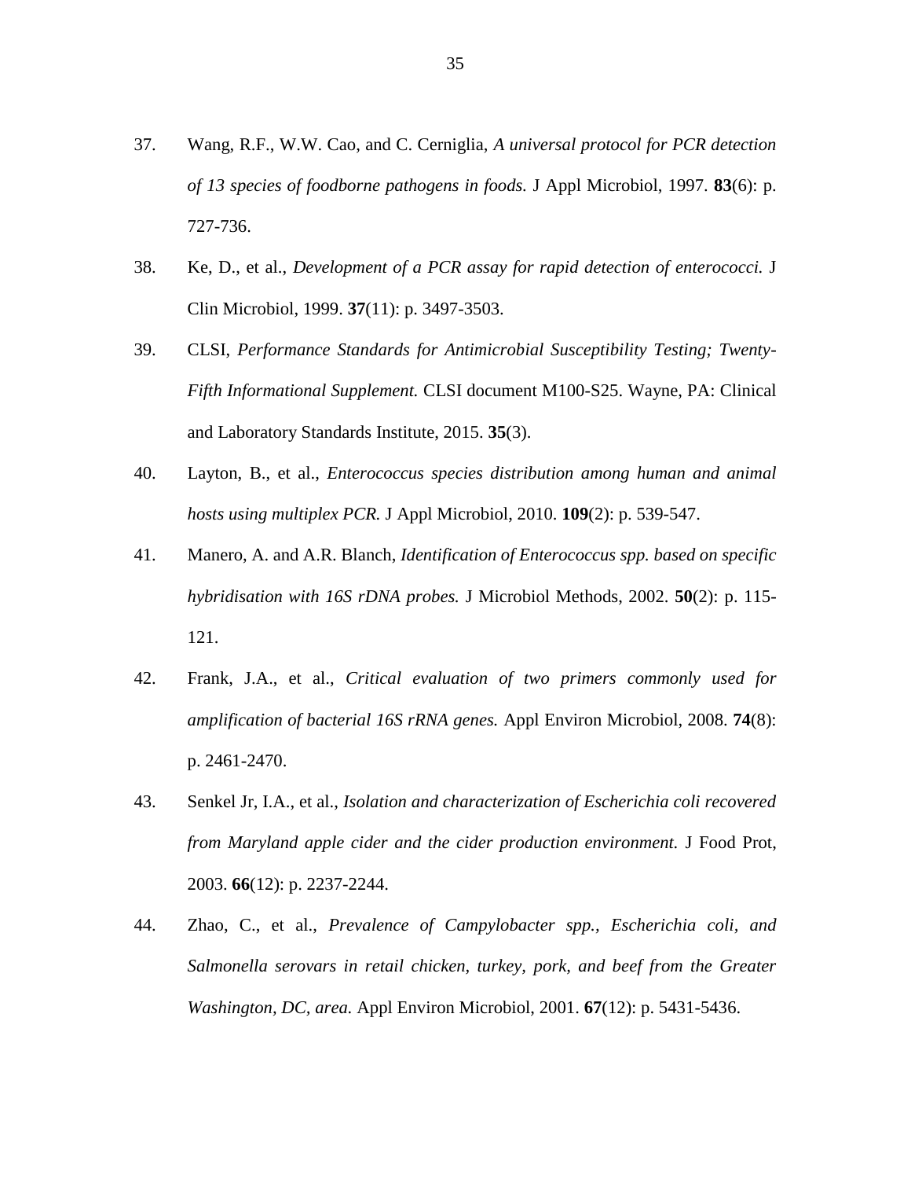37. Wang, R.F., W.W. Cao, and C. Cerniglia, *A universal protocol for PCR detection of 13 species of foodborne pathogens in foods.* J Appl Microbiol, 1997. **83**(6): p. 727-736.

38. Ke, D., et al., *Development of a PCR assay for rapid detection of enterococci.* J Clin Microbiol, 1999. **37**(11): p. 3497-3503.

39. CLSI, *Performance Standards for Antimicrobial Susceptibility Testing; Twenty-Fifth Informational Supplement.* CLSI document M100-S25. Wayne, PA: Clinical and Laboratory Standards Institute, 2015. **35**(3).

40. Layton, B., et al., *Enterococcus species distribution among human and animal hosts using multiplex PCR.* J Appl Microbiol, 2010. **109**(2): p. 539-547.

41. Manero, A. and A.R. Blanch, *Identification of Enterococcus spp. based on specific hybridisation with 16S rDNA probes.* J Microbiol Methods, 2002. **50**(2): p. 115-121.

42. Frank, J.A., et al., *Critical evaluation of two primers commonly used for amplification of bacterial 16S rRNA genes.* Appl Environ Microbiol, 2008. **74**(8): p. 2461-2470.

43. Senkel Jr, I.A., et al., *Isolation and characterization of Escherichia coli recovered from Maryland apple cider and the cider production environment.* J Food Prot, 2003. **66**(12): p. 2237-2244.

44. Zhao, C., et al., *Prevalence of Campylobacter spp., Escherichia coli, and Salmonella serovars in retail chicken, turkey, pork, and beef from the Greater Washington, DC, area.* Appl Environ Microbiol, 2001. **67**(12): p. 5431-5436.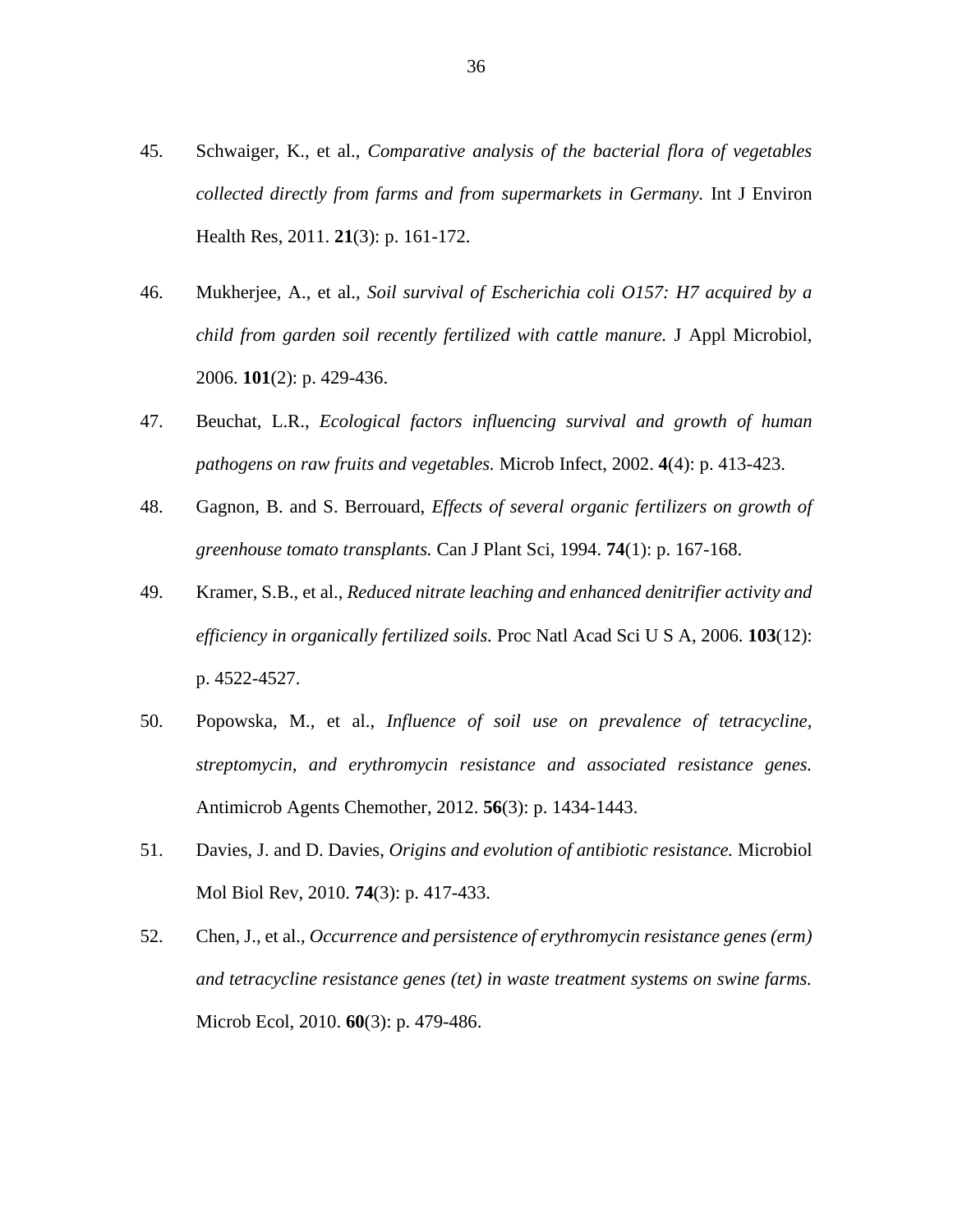45. Schwaiger, K., et al., *Comparative analysis of the bacterial flora of vegetables collected directly from farms and from supermarkets in Germany.* Int J Environ Health Res, 2011. **21**(3): p. 161-172.

46. Mukherjee, A., et al., *Soil survival of Escherichia coli O157: H7 acquired by a child from garden soil recently fertilized with cattle manure.* J Appl Microbiol, 2006. **101**(2): p. 429-436.

47. Beuchat, L.R., *Ecological factors influencing survival and growth of human pathogens on raw fruits and vegetables.* Microb Infect, 2002. **4**(4): p. 413-423.

48. Gagnon, B. and S. Berrouard, *Effects of several organic fertilizers on growth of greenhouse tomato transplants.* Can J Plant Sci, 1994. **74**(1): p. 167-168.

49. Kramer, S.B., et al., *Reduced nitrate leaching and enhanced denitrifier activity and efficiency in organically fertilized soils.* Proc Natl Acad Sci U S A, 2006. **103**(12): p. 4522-4527.

50. Popowska, M., et al., *Influence of soil use on prevalence of tetracycline, streptomycin, and erythromycin resistance and associated resistance genes.* Antimicrob Agents Chemother, 2012. **56**(3): p. 1434-1443.

51. Davies, J. and D. Davies, *Origins and evolution of antibiotic resistance.* Microbiol Mol Biol Rev, 2010. **74**(3): p. 417-433.

52. Chen, J., et al., *Occurrence and persistence of erythromycin resistance genes (erm) and tetracycline resistance genes (tet) in waste treatment systems on swine farms.* Microb Ecol, 2010. **60**(3): p. 479-486.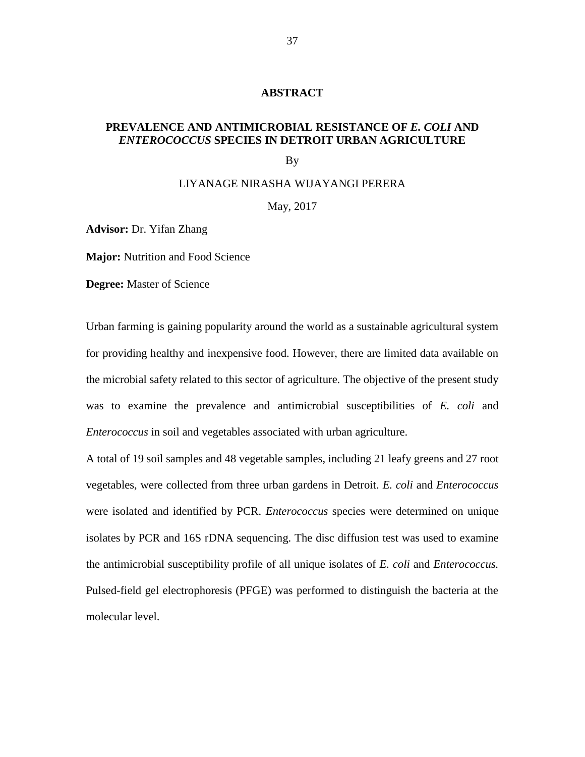# ABSTRACT

## PREVALENCE AND ANTIMICROBIAL RESISTANCE OF *E. COLI* AND *ENTEROCOCCUS* SPECIES IN DETROIT URBAN AGRICULTURE

By

LIYANAGE NIRASHA WIJAYANGI PERERA

May, 2017

**Advisor:** Dr. Yifan Zhang

**Major:** Nutrition and Food Science

**Degree:** Master of Science

Urban farming is gaining popularity around the world as a sustainable agricultural system for providing healthy and inexpensive food. However, there are limited data available on the microbial safety related to this sector of agriculture. The objective of the present study was to examine the prevalence and antimicrobial susceptibilities of *E. coli* and *Enterococcus* in soil and vegetables associated with urban agriculture.

A total of 19 soil samples and 48 vegetable samples, including 21 leafy greens and 27 root vegetables, were collected from three urban gardens in Detroit. *E. coli* and *Enterococcus* were isolated and identified by PCR. *Enterococcus* species were determined on unique isolates by PCR and 16S rDNA sequencing. The disc diffusion test was used to examine the antimicrobial susceptibility profile of all unique isolates of *E. coli* and *Enterococcus.* Pulsed-field gel electrophoresis (PFGE) was performed to distinguish the bacteria at the molecular level.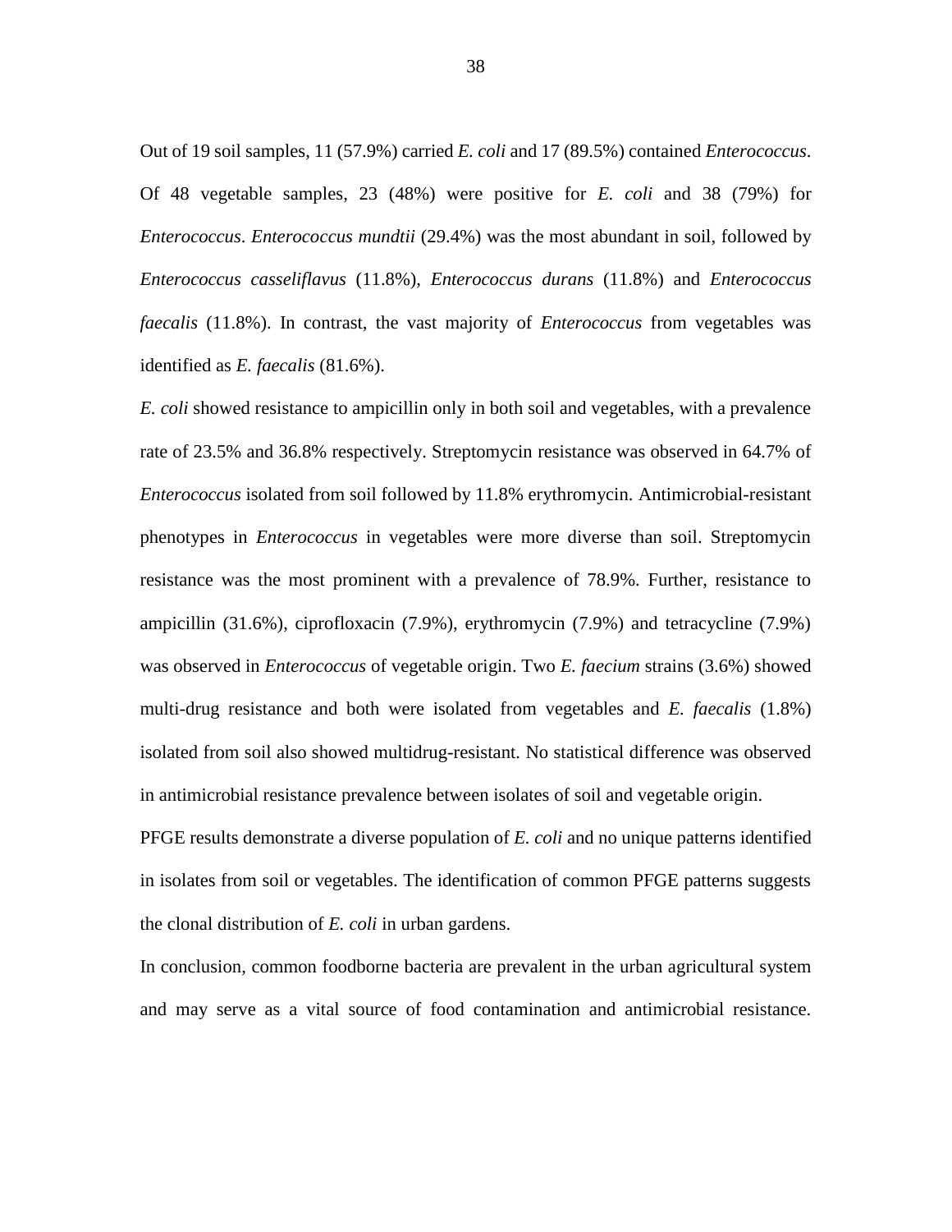Out of 19 soil samples, 11 (57.9%) carried *E. coli* and 17 (89.5%) contained *Enterococcus*. Of 48 vegetable samples, 23 (48%) were positive for *E. coli* and 38 (79%) for *Enterococcus*. *Enterococcus mundtii* (29.4%) was the most abundant in soil, followed by *Enterococcus casseliflavus* (11.8%), *Enterococcus durans* (11.8%) and *Enterococcus faecalis* (11.8%). In contrast, the vast majority of *Enterococcus* from vegetables was identified as *E. faecalis* (81.6%).

*E. coli* showed resistance to ampicillin only in both soil and vegetables, with a prevalence rate of 23.5% and 36.8% respectively. Streptomycin resistance was observed in 64.7% of *Enterococcus* isolated from soil followed by 11.8% erythromycin. Antimicrobial-resistant phenotypes in *Enterococcus* in vegetables were more diverse than soil. Streptomycin resistance was the most prominent with a prevalence of 78.9%. Further, resistance to ampicillin (31.6%), ciprofloxacin (7.9%), erythromycin (7.9%) and tetracycline (7.9%) was observed in *Enterococcus* of vegetable origin. Two *E. faecium* strains (3.6%) showed multi-drug resistance and both were isolated from vegetables and *E. faecalis* (1.8%) isolated from soil also showed multidrug-resistant. No statistical difference was observed in antimicrobial resistance prevalence between isolates of soil and vegetable origin.

PFGE results demonstrate a diverse population of *E. coli* and no unique patterns identified in isolates from soil or vegetables. The identification of common PFGE patterns suggests the clonal distribution of *E. coli* in urban gardens.

In conclusion, common foodborne bacteria are prevalent in the urban agricultural system and may serve as a vital source of food contamination and antimicrobial resistance.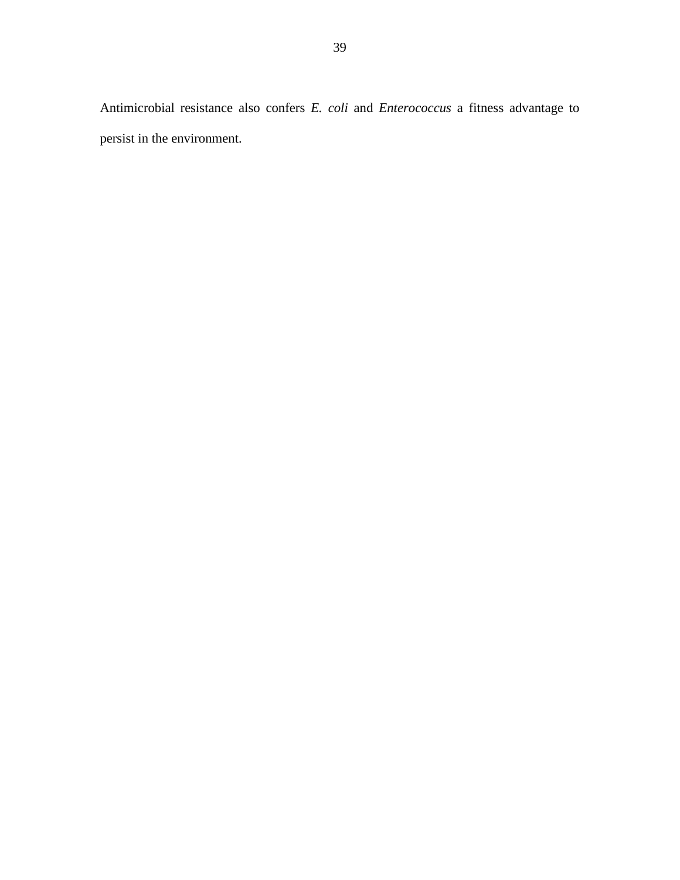Antimicrobial resistance also confers *E. coli* and *Enterococcus* a fitness advantage to persist in the environment.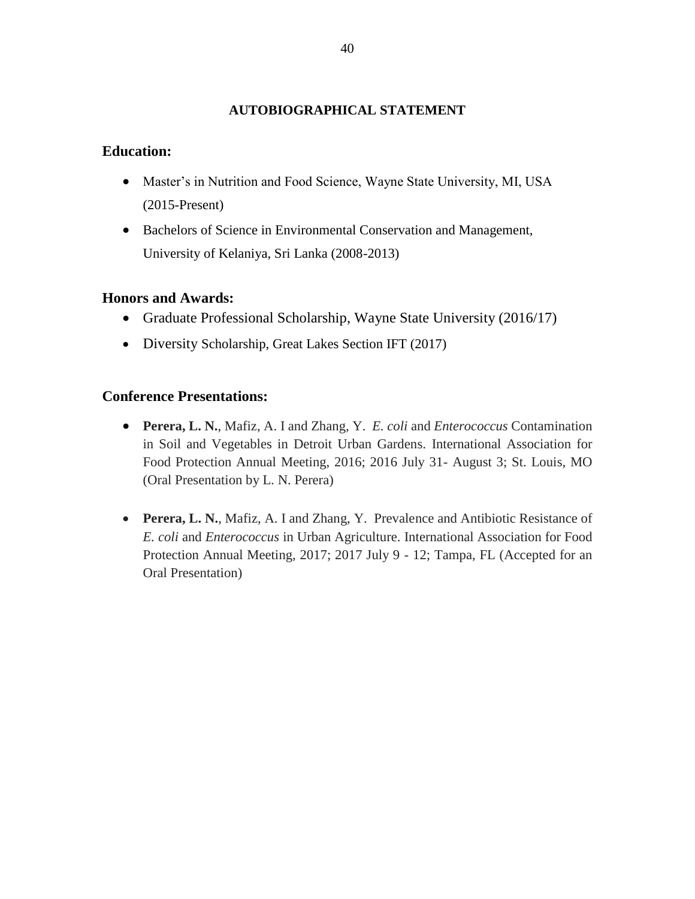# AUTOBIOGRAPHICAL STATEMENT

## Education:

- Master's in Nutrition and Food Science, Wayne State University, MI, USA (2015-Present)
- Bachelors of Science in Environmental Conservation and Management, University of Kelaniya, Sri Lanka (2008-2013)

## Honors and Awards:

- Graduate Professional Scholarship, Wayne State University (2016/17)
- Diversity Scholarship, Great Lakes Section IFT (2017)

## Conference Presentations:

- **Perera, L. N.**, Mafiz, A. I and Zhang, Y. *E. coli* and *Enterococcus* Contamination in Soil and Vegetables in Detroit Urban Gardens. International Association for Food Protection Annual Meeting, 2016; 2016 July 31- August 3; St. Louis, MO (Oral Presentation by L. N. Perera)

- **Perera, L. N.**, Mafiz, A. I and Zhang, Y. Prevalence and Antibiotic Resistance of *E. coli* and *Enterococcus* in Urban Agriculture. International Association for Food Protection Annual Meeting, 2017; 2017 July 9 - 12; Tampa, FL (Accepted for an Oral Presentation)